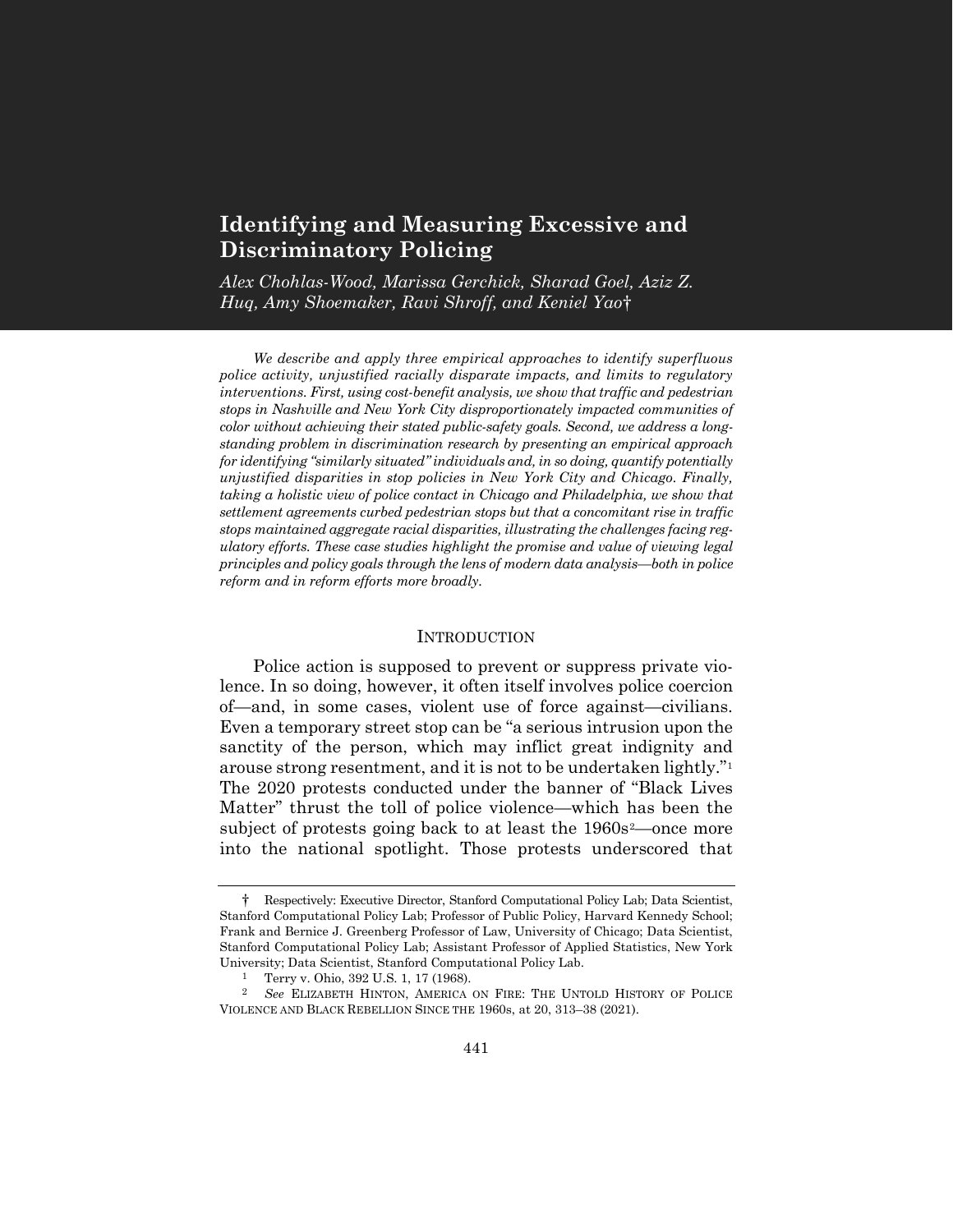# Identifying and Measuring Excessive and Discriminatory Policing

*Alex Chohlas-Wood, Marissa Gerchick, Sharad Goel, Aziz Z. Huq, Amy Shoemaker, Ravi Shroff, and Keniel Yao†*

*We describe and apply three empirical approaches to identify superfluous police activity, unjustified racially disparate impacts, and limits to regulatory interventions. First, using cost-benefit analysis, we show that traffic and pedestrian stops in Nashville and New York City disproportionately impacted communities of color without achieving their stated public-safety goals. Second, we address a long-standing problem in discrimination research by presenting an empirical approach for identifying "similarly situated" individuals and, in so doing, quantify potentially unjustified disparities in stop policies in New York City and Chicago. Finally, taking a holistic view of police contact in Chicago and Philadelphia, we show that settlement agreements curbed pedestrian stops but that a concomitant rise in traffic stops maintained aggregate racial disparities, illustrating the challenges facing regulatory efforts. These case studies highlight the promise and value of viewing legal principles and policy goals through the lens of modern data analysis—both in police reform and in reform efforts more broadly.*

## INTRODUCTION

Police action is supposed to prevent or suppress private violence. In so doing, however, it often itself involves police coercion of—and, in some cases, violent use of force against—civilians. Even a temporary street stop can be "a serious intrusion upon the sanctity of the person, which may inflict great indignity and arouse strong resentment, and it is not to be undertaken lightly."[1] The 2020 protests conducted under the banner of "Black Lives Matter" thrust the toll of police violence—which has been the subject of protests going back to at least the 1960s[2]—once more into the national spotlight. Those protests underscored that

† Respectively: Executive Director, Stanford Computational Policy Lab; Data Scientist, Stanford Computational Policy Lab; Professor of Public Policy, Harvard Kennedy School; Frank and Bernice J. Greenberg Professor of Law, University of Chicago; Data Scientist, Stanford Computational Policy Lab; Assistant Professor of Applied Statistics, New York University; Data Scientist, Stanford Computational Policy Lab.

[1] Terry v. Ohio, 392 U.S. 1, 17 (1968).

[2] *See* ELIZABETH HINTON, AMERICA ON FIRE: THE UNTOLD HISTORY OF POLICE VIOLENCE AND BLACK REBELLION SINCE THE 1960s, at 20, 313–38 (2021).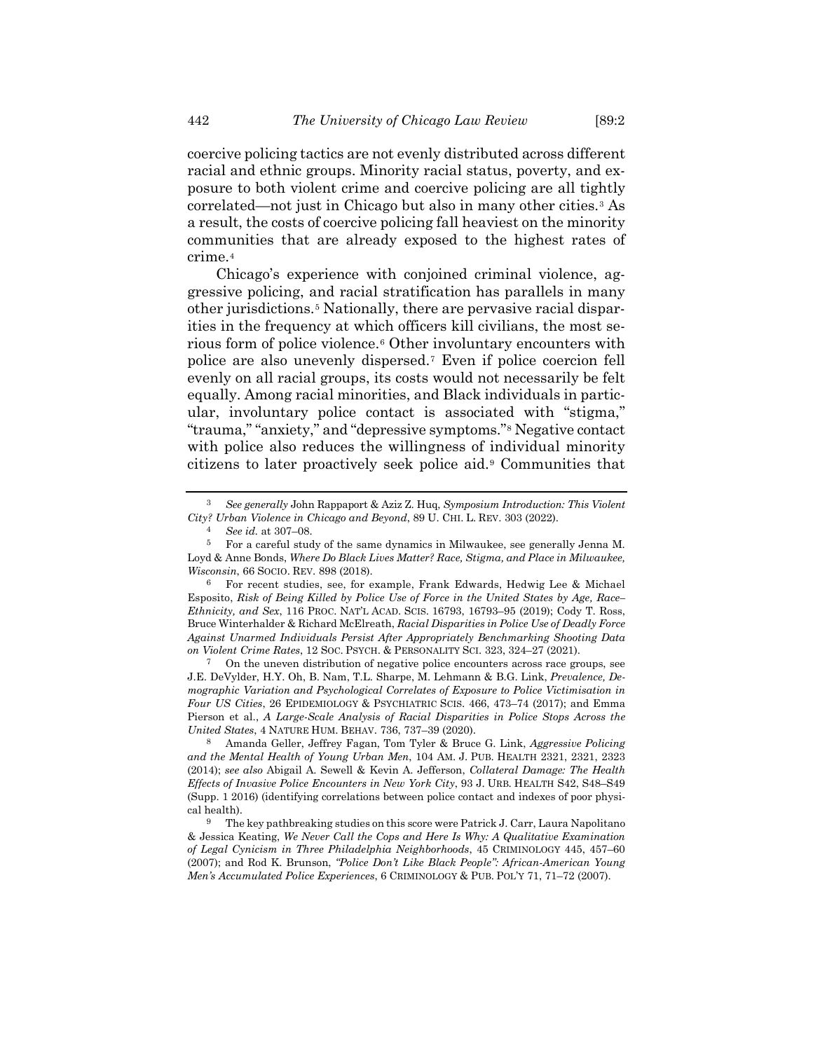coercive policing tactics are not evenly distributed across different racial and ethnic groups. Minority racial status, poverty, and exposure to both violent crime and coercive policing are all tightly correlated—not just in Chicago but also in many other cities.[3] As a result, the costs of coercive policing fall heaviest on the minority communities that are already exposed to the highest rates of crime.[4]

Chicago's experience with conjoined criminal violence, aggressive policing, and racial stratification has parallels in many other jurisdictions.[5] Nationally, there are pervasive racial disparities in the frequency at which officers kill civilians, the most serious form of police violence.[6] Other involuntary encounters with police are also unevenly dispersed.[7] Even if police coercion fell evenly on all racial groups, its costs would not necessarily be felt equally. Among racial minorities, and Black individuals in particular, involuntary police contact is associated with "stigma," "trauma," "anxiety," and "depressive symptoms."[8] Negative contact with police also reduces the willingness of individual minority citizens to later proactively seek police aid.[9] Communities that

---

[3] *See generally* John Rappaport & Aziz Z. Huq, *Symposium Introduction: This Violent City? Urban Violence in Chicago and Beyond*, 89 U. CHI. L. REV. 303 (2022).

[4] *See id.* at 307–08.

[5] For a careful study of the same dynamics in Milwaukee, see generally Jenna M. Loyd & Anne Bonds, *Where Do Black Lives Matter? Race, Stigma, and Place in Milwaukee, Wisconsin*, 66 SOCIO. REV. 898 (2018).

[6] For recent studies, see, for example, Frank Edwards, Hedwig Lee & Michael Esposito, *Risk of Being Killed by Police Use of Force in the United States by Age, Race–Ethnicity, and Sex*, 116 PROC. NAT'L ACAD. SCIS. 16793, 16793–95 (2019); Cody T. Ross, Bruce Winterhalder & Richard McElreath, *Racial Disparities in Police Use of Deadly Force Against Unarmed Individuals Persist After Appropriately Benchmarking Shooting Data on Violent Crime Rates*, 12 SOC. PSYCH. & PERSONALITY SCI. 323, 324–27 (2021).

[7] On the uneven distribution of negative police encounters across race groups, see J.E. DeVylder, H.Y. Oh, B. Nam, T.L. Sharpe, M. Lehmann & B.G. Link, *Prevalence, Demographic Variation and Psychological Correlates of Exposure to Police Victimisation in Four US Cities*, 26 EPIDEMIOLOGY & PSYCHIATRIC SCIS. 466, 473–74 (2017); and Emma Pierson et al., *A Large-Scale Analysis of Racial Disparities in Police Stops Across the United States*, 4 NATURE HUM. BEHAV. 736, 737–39 (2020).

[8] Amanda Geller, Jeffrey Fagan, Tom Tyler & Bruce G. Link, *Aggressive Policing and the Mental Health of Young Urban Men*, 104 AM. J. PUB. HEALTH 2321, 2321, 2323 (2014); *see also* Abigail A. Sewell & Kevin A. Jefferson, *Collateral Damage: The Health Effects of Invasive Police Encounters in New York City*, 93 J. URB. HEALTH S42, S48–S49 (Supp. 1 2016) (identifying correlations between police contact and indexes of poor physical health).

[9] The key pathbreaking studies on this score were Patrick J. Carr, Laura Napolitano & Jessica Keating, *We Never Call the Cops and Here Is Why: A Qualitative Examination of Legal Cynicism in Three Philadelphia Neighborhoods*, 45 CRIMINOLOGY 445, 457–60 (2007); and Rod K. Brunson, *"Police Don't Like Black People": African-American Young Men's Accumulated Police Experiences*, 6 CRIMINOLOGY & PUB. POL'Y 71, 71–72 (2007).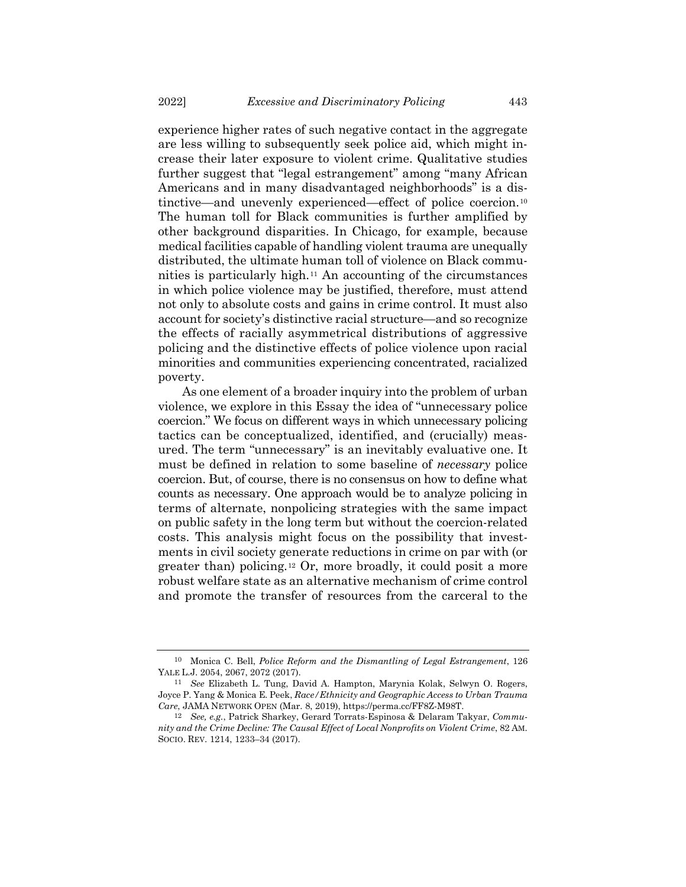experience higher rates of such negative contact in the aggregate are less willing to subsequently seek police aid, which might increase their later exposure to violent crime. Qualitative studies further suggest that "legal estrangement" among "many African Americans and in many disadvantaged neighborhoods" is a distinctive—and unevenly experienced—effect of police coercion.[10] The human toll for Black communities is further amplified by other background disparities. In Chicago, for example, because medical facilities capable of handling violent trauma are unequally distributed, the ultimate human toll of violence on Black communities is particularly high.[11] An accounting of the circumstances in which police violence may be justified, therefore, must attend not only to absolute costs and gains in crime control. It must also account for society's distinctive racial structure—and so recognize the effects of racially asymmetrical distributions of aggressive policing and the distinctive effects of police violence upon racial minorities and communities experiencing concentrated, racialized poverty.

As one element of a broader inquiry into the problem of urban violence, we explore in this Essay the idea of "unnecessary police coercion." We focus on different ways in which unnecessary policing tactics can be conceptualized, identified, and (crucially) measured. The term "unnecessary" is an inevitably evaluative one. It must be defined in relation to some baseline of *necessary* police coercion. But, of course, there is no consensus on how to define what counts as necessary. One approach would be to analyze policing in terms of alternate, nonpolicing strategies with the same impact on public safety in the long term but without the coercion-related costs. This analysis might focus on the possibility that investments in civil society generate reductions in crime on par with (or greater than) policing.[12] Or, more broadly, it could posit a more robust welfare state as an alternative mechanism of crime control and promote the transfer of resources from the carceral to the

---

[10] Monica C. Bell, *Police Reform and the Dismantling of Legal Estrangement*, 126 YALE L.J. 2054, 2067, 2072 (2017).

[11] *See* Elizabeth L. Tung, David A. Hampton, Marynia Kolak, Selwyn O. Rogers, Joyce P. Yang & Monica E. Peek, *Race/Ethnicity and Geographic Access to Urban Trauma Care*, JAMA NETWORK OPEN (Mar. 8, 2019), https://perma.cc/FF8Z-M98T.

[12] *See, e.g.*, Patrick Sharkey, Gerard Torrats-Espinosa & Delaram Takyar, *Community and the Crime Decline: The Causal Effect of Local Nonprofits on Violent Crime*, 82 AM. SOCIO. REV. 1214, 1233–34 (2017).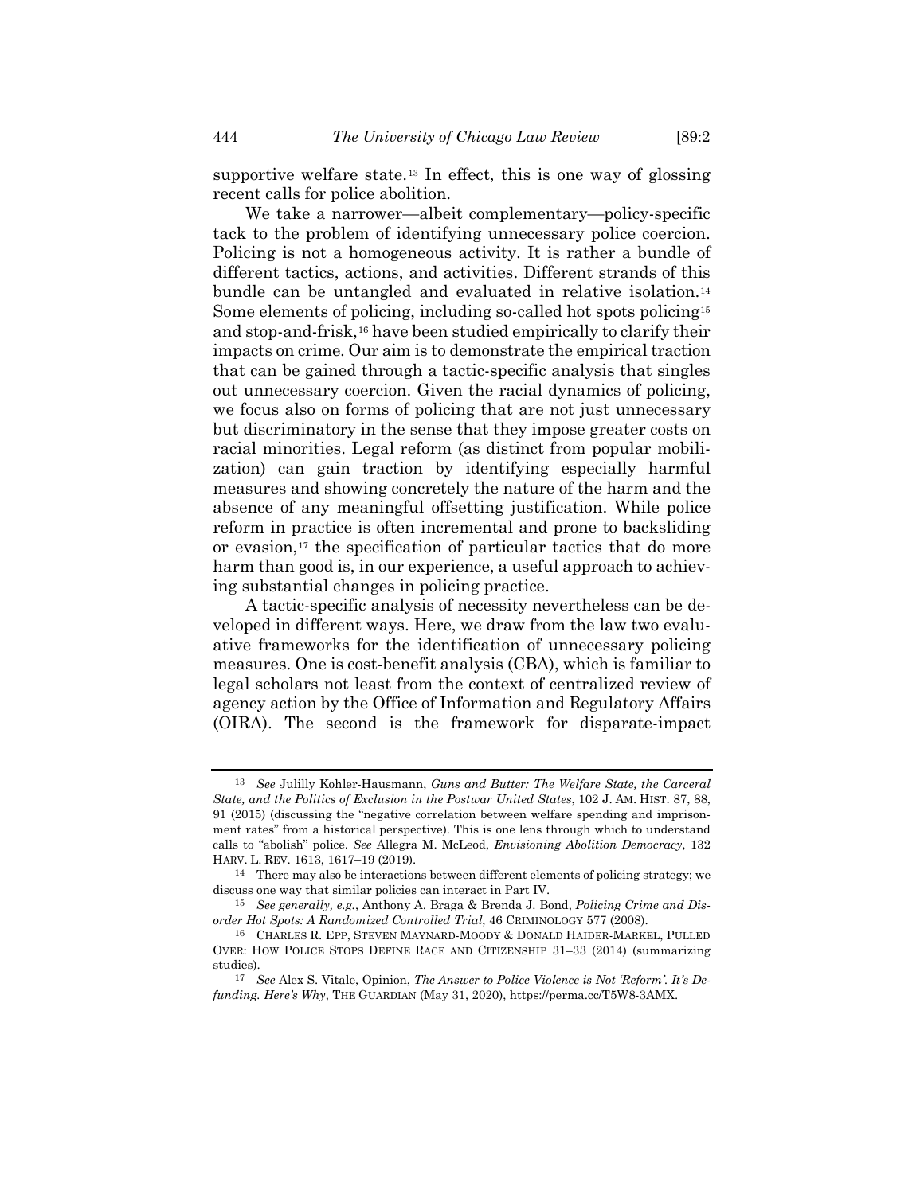supportive welfare state.[13] In effect, this is one way of glossing recent calls for police abolition.

We take a narrower—albeit complementary—policy-specific tack to the problem of identifying unnecessary police coercion. Policing is not a homogeneous activity. It is rather a bundle of different tactics, actions, and activities. Different strands of this bundle can be untangled and evaluated in relative isolation.[14] Some elements of policing, including so-called hot spots policing[15] and stop-and-frisk,[16] have been studied empirically to clarify their impacts on crime. Our aim is to demonstrate the empirical traction that can be gained through a tactic-specific analysis that singles out unnecessary coercion. Given the racial dynamics of policing, we focus also on forms of policing that are not just unnecessary but discriminatory in the sense that they impose greater costs on racial minorities. Legal reform (as distinct from popular mobilization) can gain traction by identifying especially harmful measures and showing concretely the nature of the harm and the absence of any meaningful offsetting justification. While police reform in practice is often incremental and prone to backsliding or evasion,[17] the specification of particular tactics that do more harm than good is, in our experience, a useful approach to achieving substantial changes in policing practice.

A tactic-specific analysis of necessity nevertheless can be developed in different ways. Here, we draw from the law two evaluative frameworks for the identification of unnecessary policing measures. One is cost-benefit analysis (CBA), which is familiar to legal scholars not least from the context of centralized review of agency action by the Office of Information and Regulatory Affairs (OIRA). The second is the framework for disparate-impact

---

[13] *See* Julilly Kohler-Hausmann, *Guns and Butter: The Welfare State, the Carceral State, and the Politics of Exclusion in the Postwar United States*, 102 J. AM. HIST. 87, 88, 91 (2015) (discussing the "negative correlation between welfare spending and imprisonment rates" from a historical perspective). This is one lens through which to understand calls to "abolish" police. *See* Allegra M. McLeod, *Envisioning Abolition Democracy*, 132 HARV. L. REV. 1613, 1617–19 (2019).

[14] There may also be interactions between different elements of policing strategy; we discuss one way that similar policies can interact in Part IV.

[15] *See generally, e.g.*, Anthony A. Braga & Brenda J. Bond, *Policing Crime and Disorder Hot Spots: A Randomized Controlled Trial*, 46 CRIMINOLOGY 577 (2008).

[16] CHARLES R. EPP, STEVEN MAYNARD-MOODY & DONALD HAIDER-MARKEL, PULLED OVER: HOW POLICE STOPS DEFINE RACE AND CITIZENSHIP 31–33 (2014) (summarizing studies).

[17] *See* Alex S. Vitale, Opinion, *The Answer to Police Violence is Not 'Reform'. It's Defunding. Here's Why*, THE GUARDIAN (May 31, 2020), https://perma.cc/T5W8-3AMX.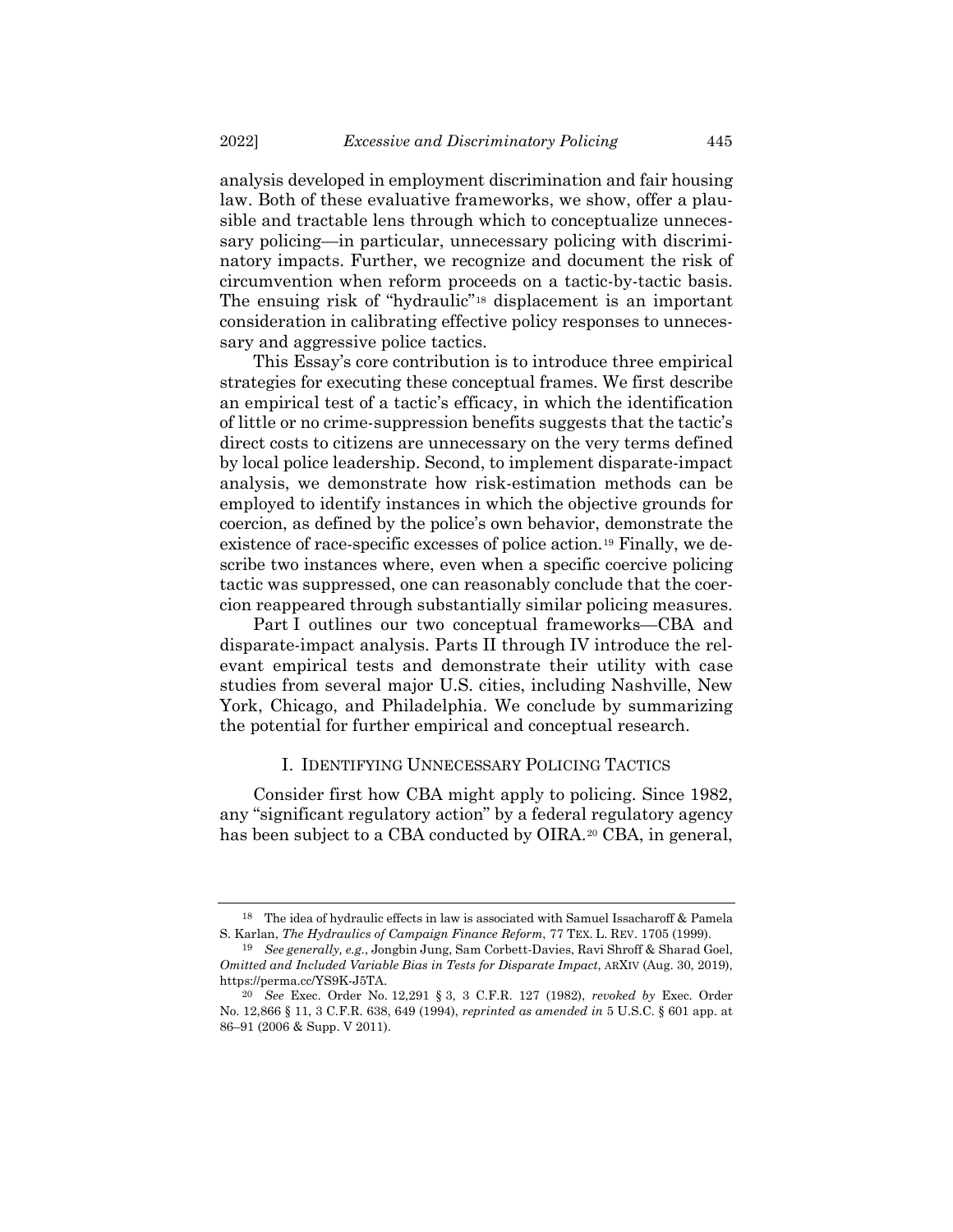analysis developed in employment discrimination and fair housing law. Both of these evaluative frameworks, we show, offer a plausible and tractable lens through which to conceptualize unnecessary policing—in particular, unnecessary policing with discriminatory impacts. Further, we recognize and document the risk of circumvention when reform proceeds on a tactic-by-tactic basis. The ensuing risk of "hydraulic"[18] displacement is an important consideration in calibrating effective policy responses to unnecessary and aggressive police tactics.

This Essay's core contribution is to introduce three empirical strategies for executing these conceptual frames. We first describe an empirical test of a tactic's efficacy, in which the identification of little or no crime-suppression benefits suggests that the tactic's direct costs to citizens are unnecessary on the very terms defined by local police leadership. Second, to implement disparate-impact analysis, we demonstrate how risk-estimation methods can be employed to identify instances in which the objective grounds for coercion, as defined by the police's own behavior, demonstrate the existence of race-specific excesses of police action.[19] Finally, we describe two instances where, even when a specific coercive policing tactic was suppressed, one can reasonably conclude that the coercion reappeared through substantially similar policing measures.

Part I outlines our two conceptual frameworks—CBA and disparate-impact analysis. Parts II through IV introduce the relevant empirical tests and demonstrate their utility with case studies from several major U.S. cities, including Nashville, New York, Chicago, and Philadelphia. We conclude by summarizing the potential for further empirical and conceptual research.

## I. IDENTIFYING UNNECESSARY POLICING TACTICS

Consider first how CBA might apply to policing. Since 1982, any "significant regulatory action" by a federal regulatory agency has been subject to a CBA conducted by OIRA.[20] CBA, in general,

---

[18] The idea of hydraulic effects in law is associated with Samuel Issacharoff & Pamela S. Karlan, *The Hydraulics of Campaign Finance Reform*, 77 TEX. L. REV. 1705 (1999).

[19] *See generally, e.g.*, Jongbin Jung, Sam Corbett-Davies, Ravi Shroff & Sharad Goel, *Omitted and Included Variable Bias in Tests for Disparate Impact*, ARXIV (Aug. 30, 2019), https://perma.cc/YS9K-J5TA.

[20] *See* Exec. Order No. 12,291 § 3, 3 C.F.R. 127 (1982), *revoked by* Exec. Order No. 12,866 § 11, 3 C.F.R. 638, 649 (1994), *reprinted as amended in* 5 U.S.C. § 601 app. at 86–91 (2006 & Supp. V 2011).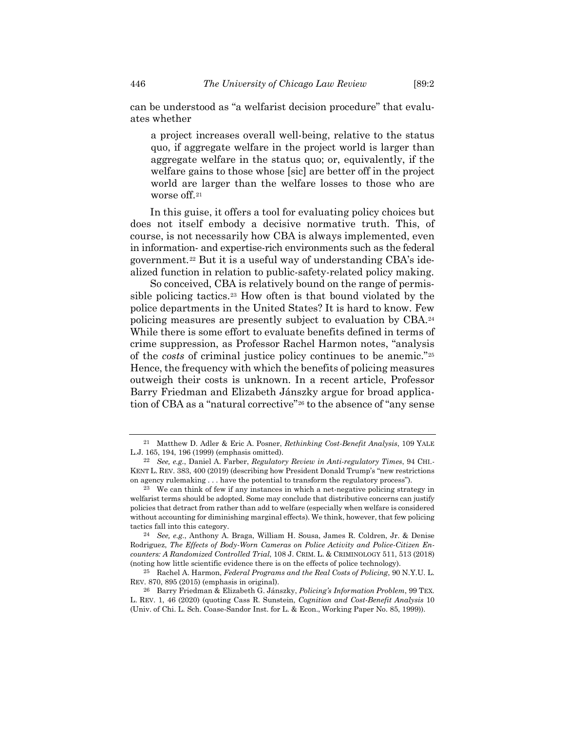can be understood as "a welfarist decision procedure" that evaluates whether

> a project increases overall well-being, relative to the status quo, if aggregate welfare in the project world is larger than aggregate welfare in the status quo; or, equivalently, if the welfare gains to those whose [sic] are better off in the project world are larger than the welfare losses to those who are worse off.[21]

In this guise, it offers a tool for evaluating policy choices but does not itself embody a decisive normative truth. This, of course, is not necessarily how CBA is always implemented, even in information- and expertise-rich environments such as the federal government.[22] But it is a useful way of understanding CBA's idealized function in relation to public-safety-related policy making.

So conceived, CBA is relatively bound on the range of permissible policing tactics.[23] How often is that bound violated by the police departments in the United States? It is hard to know. Few policing measures are presently subject to evaluation by CBA.[24] While there is some effort to evaluate benefits defined in terms of crime suppression, as Professor Rachel Harmon notes, "analysis of the *costs* of criminal justice policy continues to be anemic."[25] Hence, the frequency with which the benefits of policing measures outweigh their costs is unknown. In a recent article, Professor Barry Friedman and Elizabeth Jánszky argue for broad application of CBA as a "natural corrective"[26] to the absence of "any sense

---

[21] Matthew D. Adler & Eric A. Posner, *Rethinking Cost-Benefit Analysis*, 109 YALE L.J. 165, 194, 196 (1999) (emphasis omitted).

[22] *See, e.g.*, Daniel A. Farber, *Regulatory Review in Anti-regulatory Times*, 94 CHI.-KENT L. REV. 383, 400 (2019) (describing how President Donald Trump's "new restrictions on agency rulemaking . . . have the potential to transform the regulatory process").

[23] We can think of few if any instances in which a net-negative policing strategy in welfarist terms should be adopted. Some may conclude that distributive concerns can justify policies that detract from rather than add to welfare (especially when welfare is considered without accounting for diminishing marginal effects). We think, however, that few policing tactics fall into this category.

[24] *See, e.g.*, Anthony A. Braga, William H. Sousa, James R. Coldren, Jr. & Denise Rodriguez, *The Effects of Body-Worn Cameras on Police Activity and Police-Citizen Encounters: A Randomized Controlled Trial*, 108 J. CRIM. L. & CRIMINOLOGY 511, 513 (2018) (noting how little scientific evidence there is on the effects of police technology).

[25] Rachel A. Harmon, *Federal Programs and the Real Costs of Policing*, 90 N.Y.U. L. REV. 870, 895 (2015) (emphasis in original).

[26] Barry Friedman & Elizabeth G. Jánszky, *Policing's Information Problem*, 99 TEX. L. REV. 1, 46 (2020) (quoting Cass R. Sunstein, *Cognition and Cost-Benefit Analysis* 10 (Univ. of Chi. L. Sch. Coase-Sandor Inst. for L. & Econ., Working Paper No. 85, 1999)).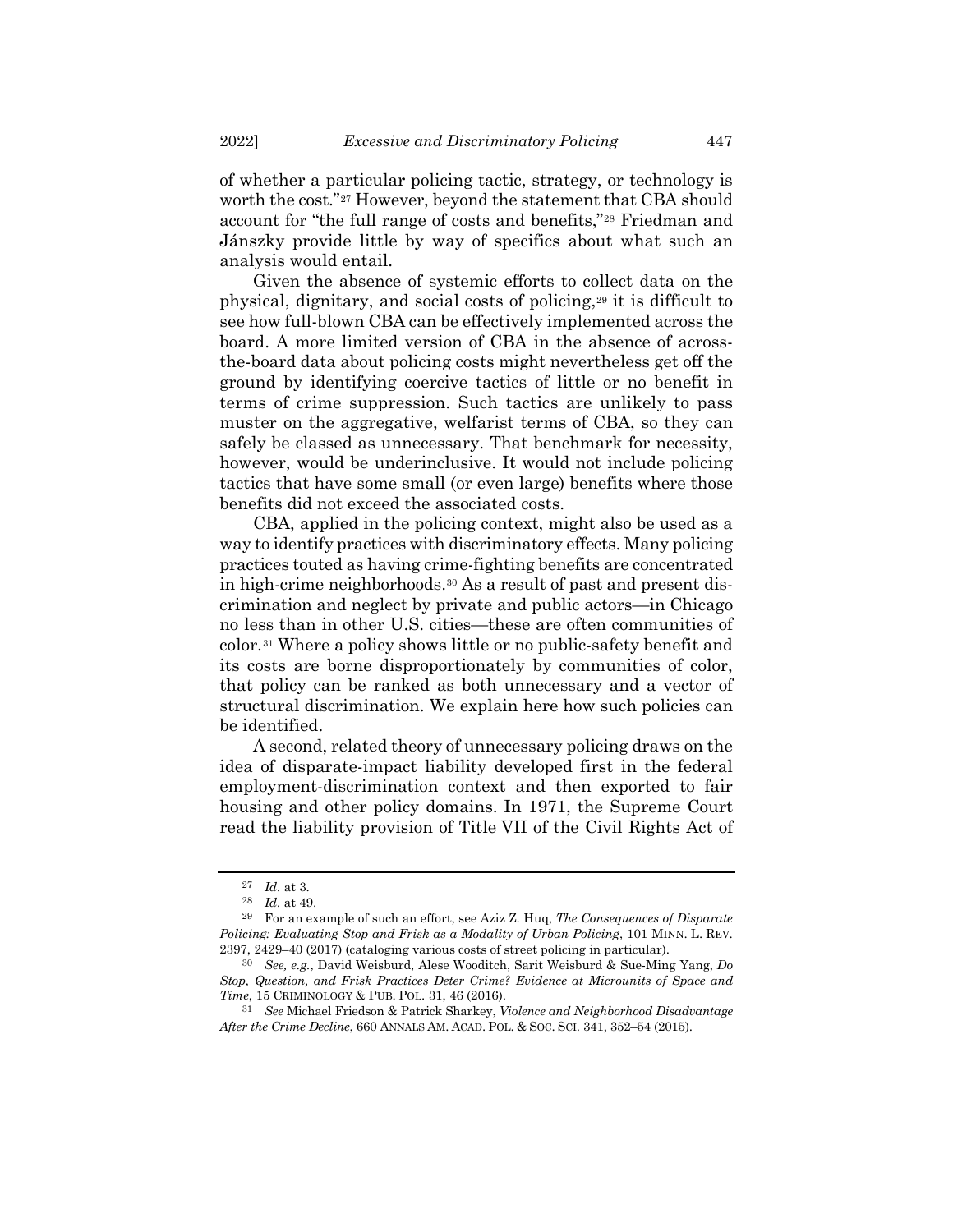of whether a particular policing tactic, strategy, or technology is worth the cost."[27] However, beyond the statement that CBA should account for "the full range of costs and benefits,"[28] Friedman and Jánszky provide little by way of specifics about what such an analysis would entail.

Given the absence of systemic efforts to collect data on the physical, dignitary, and social costs of policing,[29] it is difficult to see how full-blown CBA can be effectively implemented across the board. A more limited version of CBA in the absence of across-the-board data about policing costs might nevertheless get off the ground by identifying coercive tactics of little or no benefit in terms of crime suppression. Such tactics are unlikely to pass muster on the aggregative, welfarist terms of CBA, so they can safely be classed as unnecessary. That benchmark for necessity, however, would be underinclusive. It would not include policing tactics that have some small (or even large) benefits where those benefits did not exceed the associated costs.

CBA, applied in the policing context, might also be used as a way to identify practices with discriminatory effects. Many policing practices touted as having crime-fighting benefits are concentrated in high-crime neighborhoods.[30] As a result of past and present discrimination and neglect by private and public actors—in Chicago no less than in other U.S. cities—these are often communities of color.[31] Where a policy shows little or no public-safety benefit and its costs are borne disproportionately by communities of color, that policy can be ranked as both unnecessary and a vector of structural discrimination. We explain here how such policies can be identified.

A second, related theory of unnecessary policing draws on the idea of disparate-impact liability developed first in the federal employment-discrimination context and then exported to fair housing and other policy domains. In 1971, the Supreme Court read the liability provision of Title VII of the Civil Rights Act of

---

[27] *Id.* at 3.

[28] *Id.* at 49.

[29] For an example of such an effort, see Aziz Z. Huq, *The Consequences of Disparate Policing: Evaluating Stop and Frisk as a Modality of Urban Policing*, 101 MINN. L. REV. 2397, 2429–40 (2017) (cataloging various costs of street policing in particular).

[30] *See, e.g.*, David Weisburd, Alese Wooditch, Sarit Weisburd & Sue-Ming Yang, *Do Stop, Question, and Frisk Practices Deter Crime? Evidence at Microunits of Space and Time*, 15 CRIMINOLOGY & PUB. POL. 31, 46 (2016).

[31] *See* Michael Friedson & Patrick Sharkey, *Violence and Neighborhood Disadvantage After the Crime Decline*, 660 ANNALS AM. ACAD. POL. & SOC. SCI. 341, 352–54 (2015).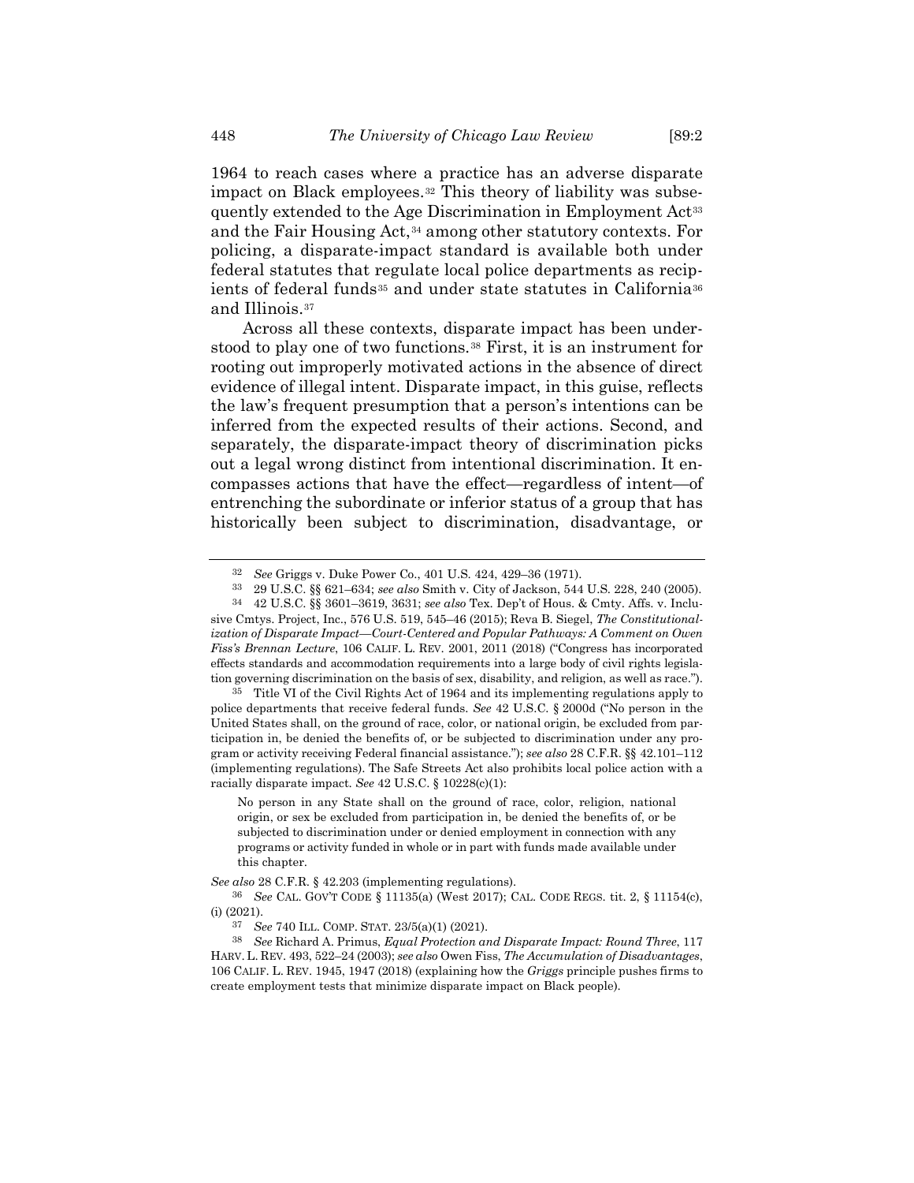1964 to reach cases where a practice has an adverse disparate impact on Black employees.[32] This theory of liability was subsequently extended to the Age Discrimination in Employment Act[33] and the Fair Housing Act,[34] among other statutory contexts. For policing, a disparate-impact standard is available both under federal statutes that regulate local police departments as recipients of federal funds[35] and under state statutes in California[36] and Illinois.[37]

Across all these contexts, disparate impact has been understood to play one of two functions.[38] First, it is an instrument for rooting out improperly motivated actions in the absence of direct evidence of illegal intent. Disparate impact, in this guise, reflects the law's frequent presumption that a person's intentions can be inferred from the expected results of their actions. Second, and separately, the disparate-impact theory of discrimination picks out a legal wrong distinct from intentional discrimination. It encompasses actions that have the effect—regardless of intent—of entrenching the subordinate or inferior status of a group that has historically been subject to discrimination, disadvantage, or

---

[32] *See* Griggs v. Duke Power Co., 401 U.S. 424, 429–36 (1971).

[33] 29 U.S.C. §§ 621–634; *see also* Smith v. City of Jackson, 544 U.S. 228, 240 (2005).

[34] 42 U.S.C. §§ 3601–3619, 3631; *see also* Tex. Dep't of Hous. & Cmty. Affs. v. Inclusive Cmtys. Project, Inc., 576 U.S. 519, 545–46 (2015); Reva B. Siegel, *The Constitutionalization of Disparate Impact—Court-Centered and Popular Pathways: A Comment on Owen Fiss's Brennan Lecture*, 106 CALIF. L. REV. 2001, 2011 (2018) ("Congress has incorporated effects standards and accommodation requirements into a large body of civil rights legislation governing discrimination on the basis of sex, disability, and religion, as well as race.").

[35] Title VI of the Civil Rights Act of 1964 and its implementing regulations apply to police departments that receive federal funds. *See* 42 U.S.C. § 2000d ("No person in the United States shall, on the ground of race, color, or national origin, be excluded from participation in, be denied the benefits of, or be subjected to discrimination under any program or activity receiving Federal financial assistance."); *see also* 28 C.F.R. §§ 42.101–112 (implementing regulations). The Safe Streets Act also prohibits local police action with a racially disparate impact. *See* 42 U.S.C. § 10228(c)(1):

> No person in any State shall on the ground of race, color, religion, national origin, or sex be excluded from participation in, be denied the benefits of, or be subjected to discrimination under or denied employment in connection with any programs or activity funded in whole or in part with funds made available under this chapter.

*See also* 28 C.F.R. § 42.203 (implementing regulations).

[36] *See* CAL. GOV'T CODE § 11135(a) (West 2017); CAL. CODE REGS. tit. 2, § 11154(c), (i) (2021).

[37] *See* 740 ILL. COMP. STAT. 23/5(a)(1) (2021).

[38] *See* Richard A. Primus, *Equal Protection and Disparate Impact: Round Three*, 117 HARV. L. REV. 493, 522–24 (2003); *see also* Owen Fiss, *The Accumulation of Disadvantages*, 106 CALIF. L. REV. 1945, 1947 (2018) (explaining how the *Griggs* principle pushes firms to create employment tests that minimize disparate impact on Black people).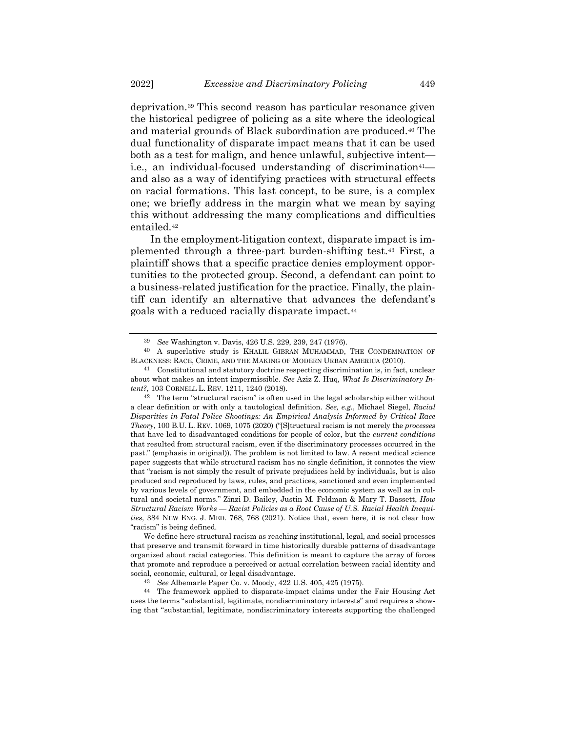deprivation.[39] This second reason has particular resonance given the historical pedigree of policing as a site where the ideological and material grounds of Black subordination are produced.[40] The dual functionality of disparate impact means that it can be used both as a test for malign, and hence unlawful, subjective intent—i.e., an individual-focused understanding of discrimination[41]—and also as a way of identifying practices with structural effects on racial formations. This last concept, to be sure, is a complex one; we briefly address in the margin what we mean by saying this without addressing the many complications and difficulties entailed.[42]

In the employment-litigation context, disparate impact is implemented through a three-part burden-shifting test.[43] First, a plaintiff shows that a specific practice denies employment opportunities to the protected group. Second, a defendant can point to a business-related justification for the practice. Finally, the plaintiff can identify an alternative that advances the defendant's goals with a reduced racially disparate impact.[44]

---

[39] *See* Washington v. Davis, 426 U.S. 229, 239, 247 (1976).

[40] A superlative study is KHALIL GIBRAN MUHAMMAD, THE CONDEMNATION OF BLACKNESS: RACE, CRIME, AND THE MAKING OF MODERN URBAN AMERICA (2010).

[41] Constitutional and statutory doctrine respecting discrimination is, in fact, unclear about what makes an intent impermissible. *See* Aziz Z. Huq, *What Is Discriminatory Intent?*, 103 CORNELL L. REV. 1211, 1240 (2018).

[42] The term "structural racism" is often used in the legal scholarship either without a clear definition or with only a tautological definition. *See, e.g.*, Michael Siegel, *Racial Disparities in Fatal Police Shootings: An Empirical Analysis Informed by Critical Race Theory*, 100 B.U. L. REV. 1069, 1075 (2020) ("[S]tructural racism is not merely the *processes* that have led to disadvantaged conditions for people of color, but the *current conditions* that resulted from structural racism, even if the discriminatory processes occurred in the past." (emphasis in original)). The problem is not limited to law. A recent medical science paper suggests that while structural racism has no single definition, it connotes the view that "racism is not simply the result of private prejudices held by individuals, but is also produced and reproduced by laws, rules, and practices, sanctioned and even implemented by various levels of government, and embedded in the economic system as well as in cultural and societal norms." Zinzi D. Bailey, Justin M. Feldman & Mary T. Bassett, *How Structural Racism Works — Racist Policies as a Root Cause of U.S. Racial Health Inequities*, 384 NEW ENG. J. MED. 768, 768 (2021). Notice that, even here, it is not clear how "racism" is being defined.

We define here structural racism as reaching institutional, legal, and social processes that preserve and transmit forward in time historically durable patterns of disadvantage organized about racial categories. This definition is meant to capture the array of forces that promote and reproduce a perceived or actual correlation between racial identity and social, economic, cultural, or legal disadvantage.

[43] *See* Albemarle Paper Co. v. Moody, 422 U.S. 405, 425 (1975).

[44] The framework applied to disparate-impact claims under the Fair Housing Act uses the terms "substantial, legitimate, nondiscriminatory interests" and requires a showing that "substantial, legitimate, nondiscriminatory interests supporting the challenged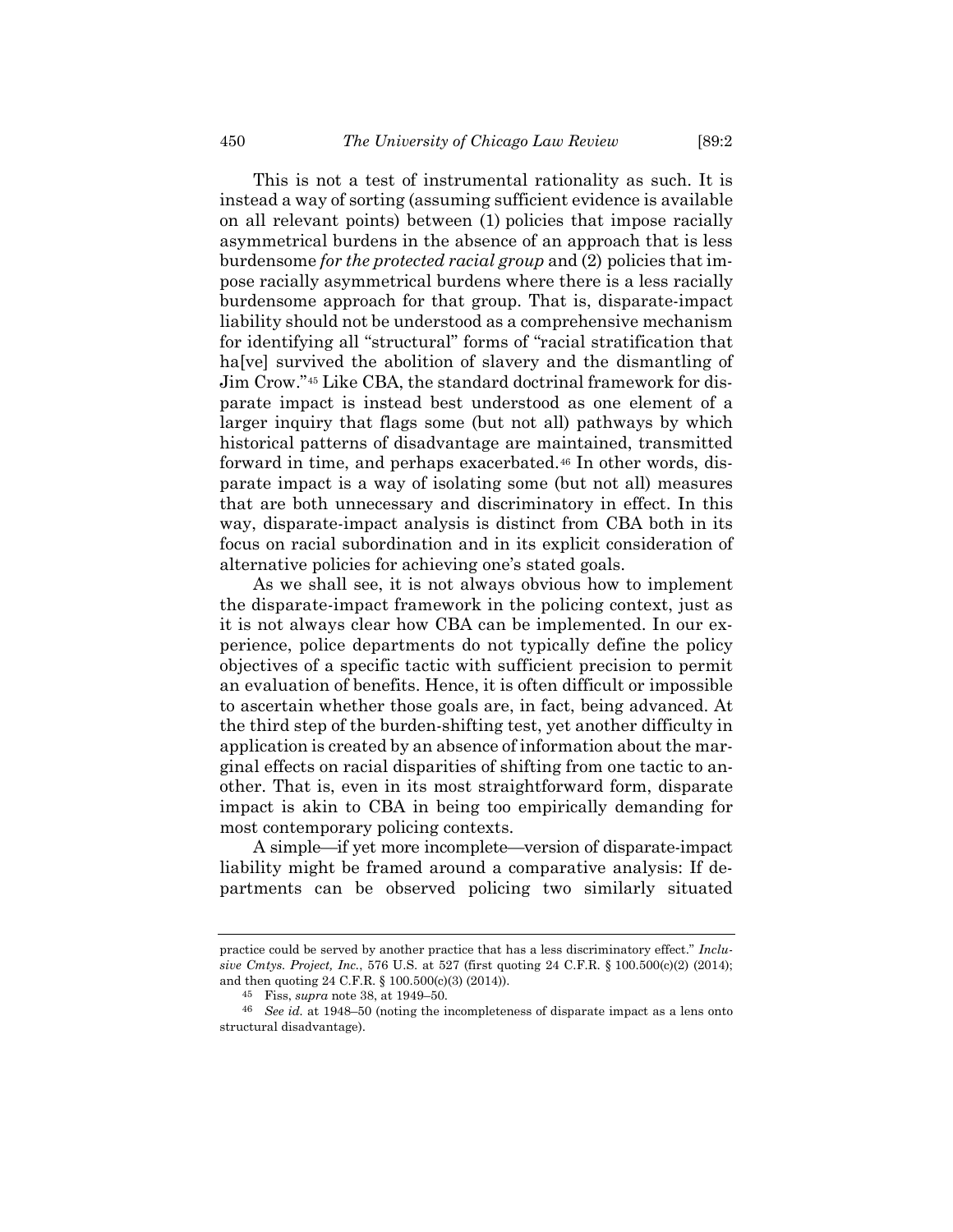This is not a test of instrumental rationality as such. It is instead a way of sorting (assuming sufficient evidence is available on all relevant points) between (1) policies that impose racially asymmetrical burdens in the absence of an approach that is less burdensome *for the protected racial group* and (2) policies that impose racially asymmetrical burdens where there is a less racially burdensome approach for that group. That is, disparate-impact liability should not be understood as a comprehensive mechanism for identifying all "structural" forms of "racial stratification that ha[ve] survived the abolition of slavery and the dismantling of Jim Crow."[45] Like CBA, the standard doctrinal framework for disparate impact is instead best understood as one element of a larger inquiry that flags some (but not all) pathways by which historical patterns of disadvantage are maintained, transmitted forward in time, and perhaps exacerbated.[46] In other words, disparate impact is a way of isolating some (but not all) measures that are both unnecessary and discriminatory in effect. In this way, disparate-impact analysis is distinct from CBA both in its focus on racial subordination and in its explicit consideration of alternative policies for achieving one's stated goals.

As we shall see, it is not always obvious how to implement the disparate-impact framework in the policing context, just as it is not always clear how CBA can be implemented. In our experience, police departments do not typically define the policy objectives of a specific tactic with sufficient precision to permit an evaluation of benefits. Hence, it is often difficult or impossible to ascertain whether those goals are, in fact, being advanced. At the third step of the burden-shifting test, yet another difficulty in application is created by an absence of information about the marginal effects on racial disparities of shifting from one tactic to another. That is, even in its most straightforward form, disparate impact is akin to CBA in being too empirically demanding for most contemporary policing contexts.

A simple—if yet more incomplete—version of disparate-impact liability might be framed around a comparative analysis: If departments can be observed policing two similarly situated

---

practice could be served by another practice that has a less discriminatory effect." *Inclusive Cmtys. Project, Inc.*, 576 U.S. at 527 (first quoting 24 C.F.R. § 100.500(c)(2) (2014); and then quoting 24 C.F.R. § 100.500(c)(3) (2014)).

[45] Fiss, *supra* note 38, at 1949–50.

[46] *See id.* at 1948–50 (noting the incompleteness of disparate impact as a lens onto structural disadvantage).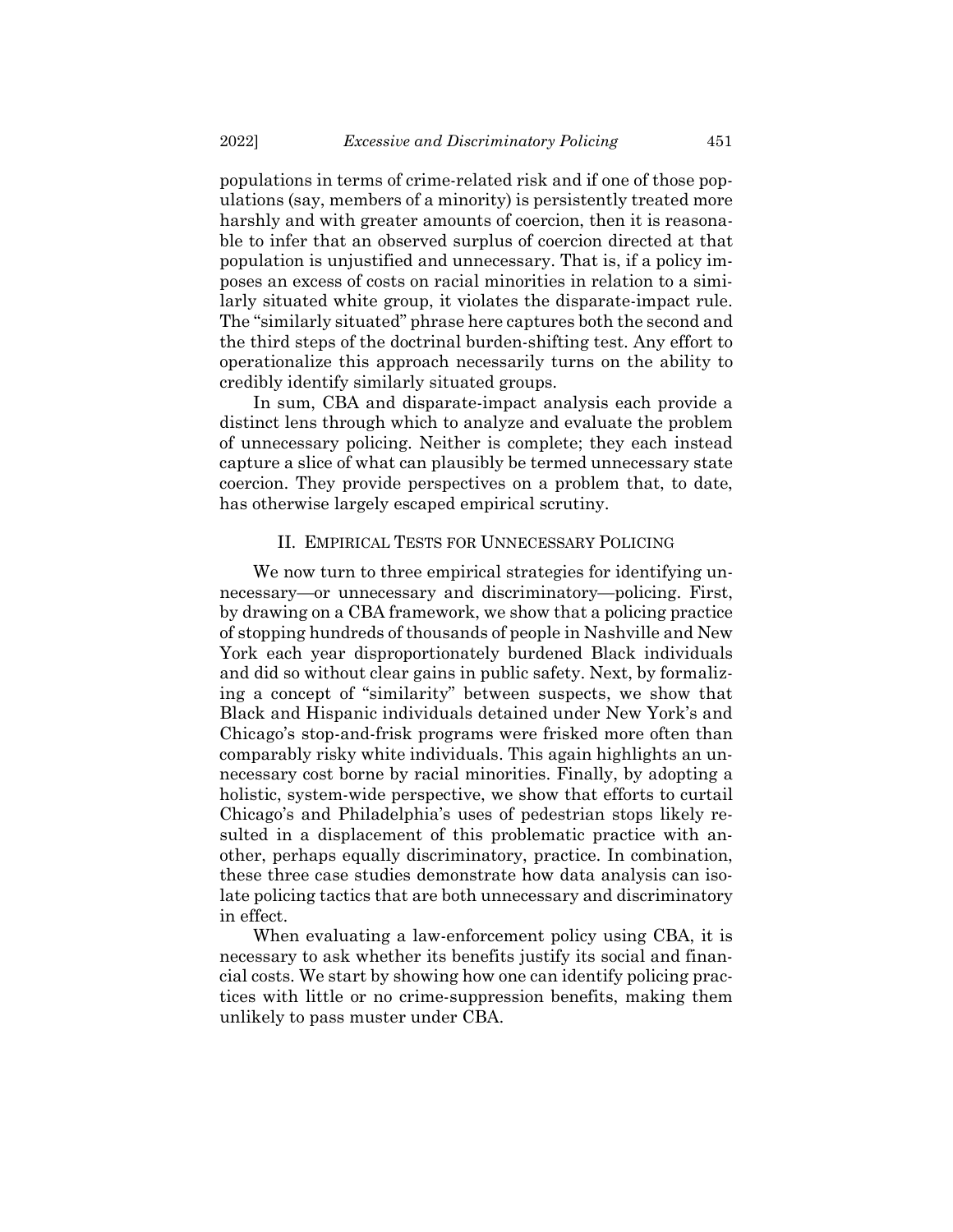populations in terms of crime-related risk and if one of those populations (say, members of a minority) is persistently treated more harshly and with greater amounts of coercion, then it is reasonable to infer that an observed surplus of coercion directed at that population is unjustified and unnecessary. That is, if a policy imposes an excess of costs on racial minorities in relation to a similarly situated white group, it violates the disparate-impact rule. The "similarly situated" phrase here captures both the second and the third steps of the doctrinal burden-shifting test. Any effort to operationalize this approach necessarily turns on the ability to credibly identify similarly situated groups.

In sum, CBA and disparate-impact analysis each provide a distinct lens through which to analyze and evaluate the problem of unnecessary policing. Neither is complete; they each instead capture a slice of what can plausibly be termed unnecessary state coercion. They provide perspectives on a problem that, to date, has otherwise largely escaped empirical scrutiny.

## II. Empirical Tests for Unnecessary Policing

We now turn to three empirical strategies for identifying unnecessary—or unnecessary and discriminatory—policing. First, by drawing on a CBA framework, we show that a policing practice of stopping hundreds of thousands of people in Nashville and New York each year disproportionately burdened Black individuals and did so without clear gains in public safety. Next, by formalizing a concept of "similarity" between suspects, we show that Black and Hispanic individuals detained under New York's and Chicago's stop-and-frisk programs were frisked more often than comparably risky white individuals. This again highlights an unnecessary cost borne by racial minorities. Finally, by adopting a holistic, system-wide perspective, we show that efforts to curtail Chicago's and Philadelphia's uses of pedestrian stops likely resulted in a displacement of this problematic practice with another, perhaps equally discriminatory, practice. In combination, these three case studies demonstrate how data analysis can isolate policing tactics that are both unnecessary and discriminatory in effect.

When evaluating a law-enforcement policy using CBA, it is necessary to ask whether its benefits justify its social and financial costs. We start by showing how one can identify policing practices with little or no crime-suppression benefits, making them unlikely to pass muster under CBA.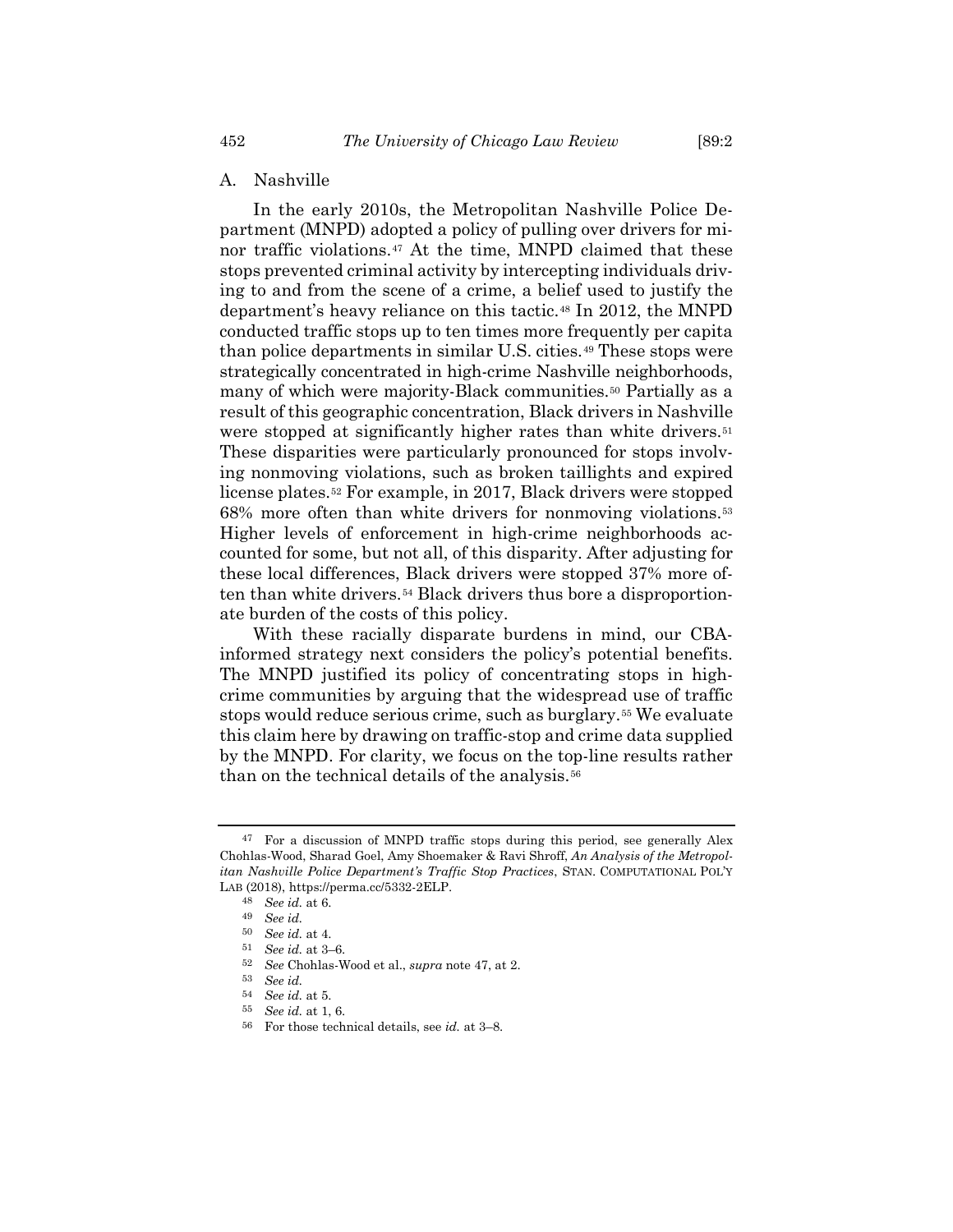### A. Nashville

In the early 2010s, the Metropolitan Nashville Police Department (MNPD) adopted a policy of pulling over drivers for minor traffic violations.[47] At the time, MNPD claimed that these stops prevented criminal activity by intercepting individuals driving to and from the scene of a crime, a belief used to justify the department's heavy reliance on this tactic.[48] In 2012, the MNPD conducted traffic stops up to ten times more frequently per capita than police departments in similar U.S. cities.[49] These stops were strategically concentrated in high-crime Nashville neighborhoods, many of which were majority-Black communities.[50] Partially as a result of this geographic concentration, Black drivers in Nashville were stopped at significantly higher rates than white drivers.[51] These disparities were particularly pronounced for stops involving nonmoving violations, such as broken taillights and expired license plates.[52] For example, in 2017, Black drivers were stopped 68% more often than white drivers for nonmoving violations.[53] Higher levels of enforcement in high-crime neighborhoods accounted for some, but not all, of this disparity. After adjusting for these local differences, Black drivers were stopped 37% more often than white drivers.[54] Black drivers thus bore a disproportionate burden of the costs of this policy.

With these racially disparate burdens in mind, our CBA-informed strategy next considers the policy's potential benefits. The MNPD justified its policy of concentrating stops in high-crime communities by arguing that the widespread use of traffic stops would reduce serious crime, such as burglary.[55] We evaluate this claim here by drawing on traffic-stop and crime data supplied by the MNPD. For clarity, we focus on the top-line results rather than on the technical details of the analysis.[56]

---

[47] For a discussion of MNPD traffic stops during this period, see generally Alex Chohlas-Wood, Sharad Goel, Amy Shoemaker & Ravi Shroff, *An Analysis of the Metropolitan Nashville Police Department's Traffic Stop Practices*, STAN. COMPUTATIONAL POL'Y LAB (2018), https://perma.cc/5332-2ELP.

[48] *See id.* at 6.

[49] *See id.*

[50] *See id.* at 4.

[51] *See id.* at 3–6.

[52] *See* Chohlas-Wood et al., *supra* note 47, at 2.

[53] *See id.*

[54] *See id.* at 5.

[55] *See id.* at 1, 6.

[56] For those technical details, see *id.* at 3–8.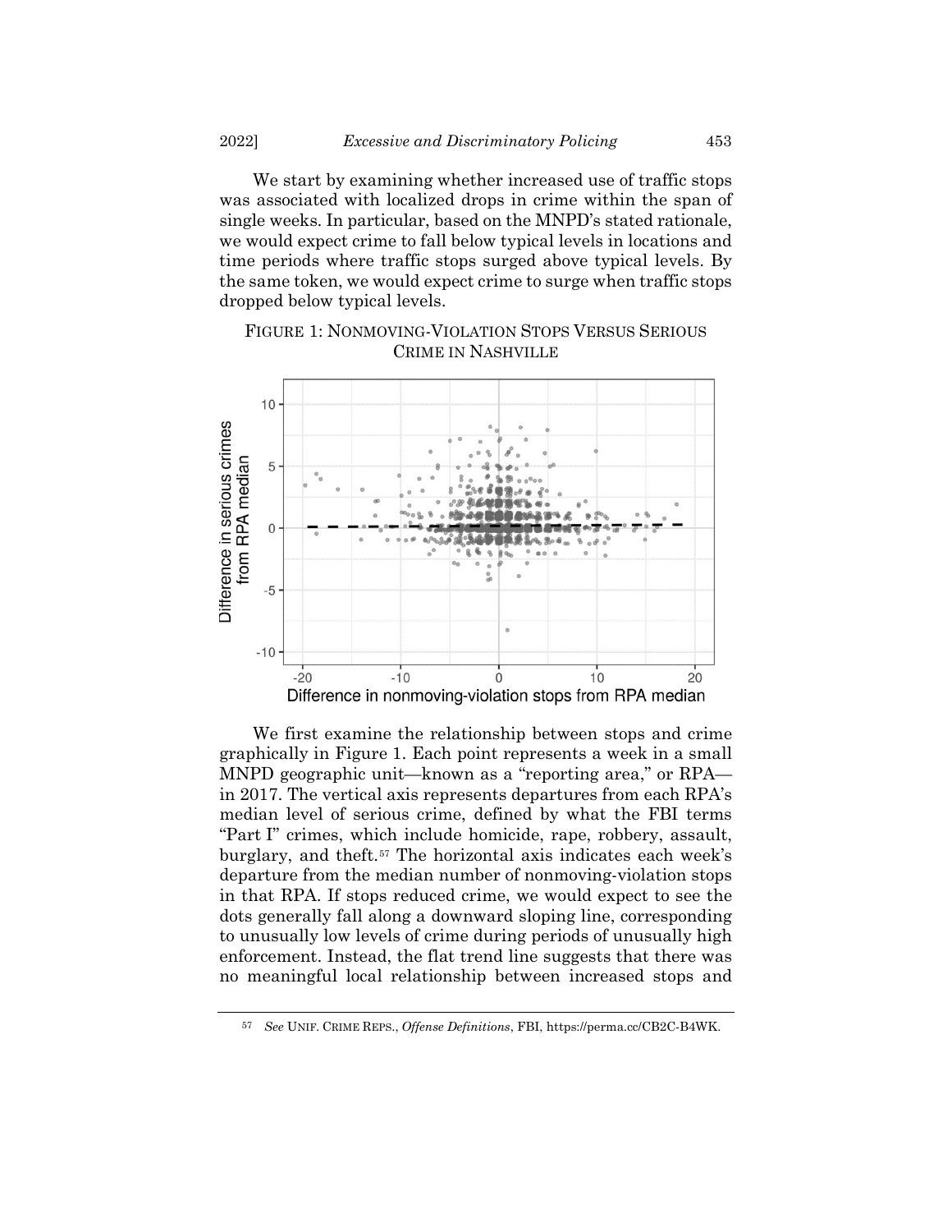We start by examining whether increased use of traffic stops was associated with localized drops in crime within the span of single weeks. In particular, based on the MNPD's stated rationale, we would expect crime to fall below typical levels in locations and time periods where traffic stops surged above typical levels. By the same token, we would expect crime to surge when traffic stops dropped below typical levels.

FIGURE 1: NONMOVING-VIOLATION STOPS VERSUS SERIOUS CRIME IN NASHVILLE

We first examine the relationship between stops and crime graphically in Figure 1. Each point represents a week in a small MNPD geographic unit—known as a "reporting area," or RPA—in 2017. The vertical axis represents departures from each RPA's median level of serious crime, defined by what the FBI terms "Part I" crimes, which include homicide, rape, robbery, assault, burglary, and theft.[57] The horizontal axis indicates each week's departure from the median number of nonmoving-violation stops in that RPA. If stops reduced crime, we would expect to see the dots generally fall along a downward sloping line, corresponding to unusually low levels of crime during periods of unusually high enforcement. Instead, the flat trend line suggests that there was no meaningful local relationship between increased stops and

---

[57] *See* UNIF. CRIME REPS., *Offense Definitions*, FBI, https://perma.cc/CB2C-B4WK.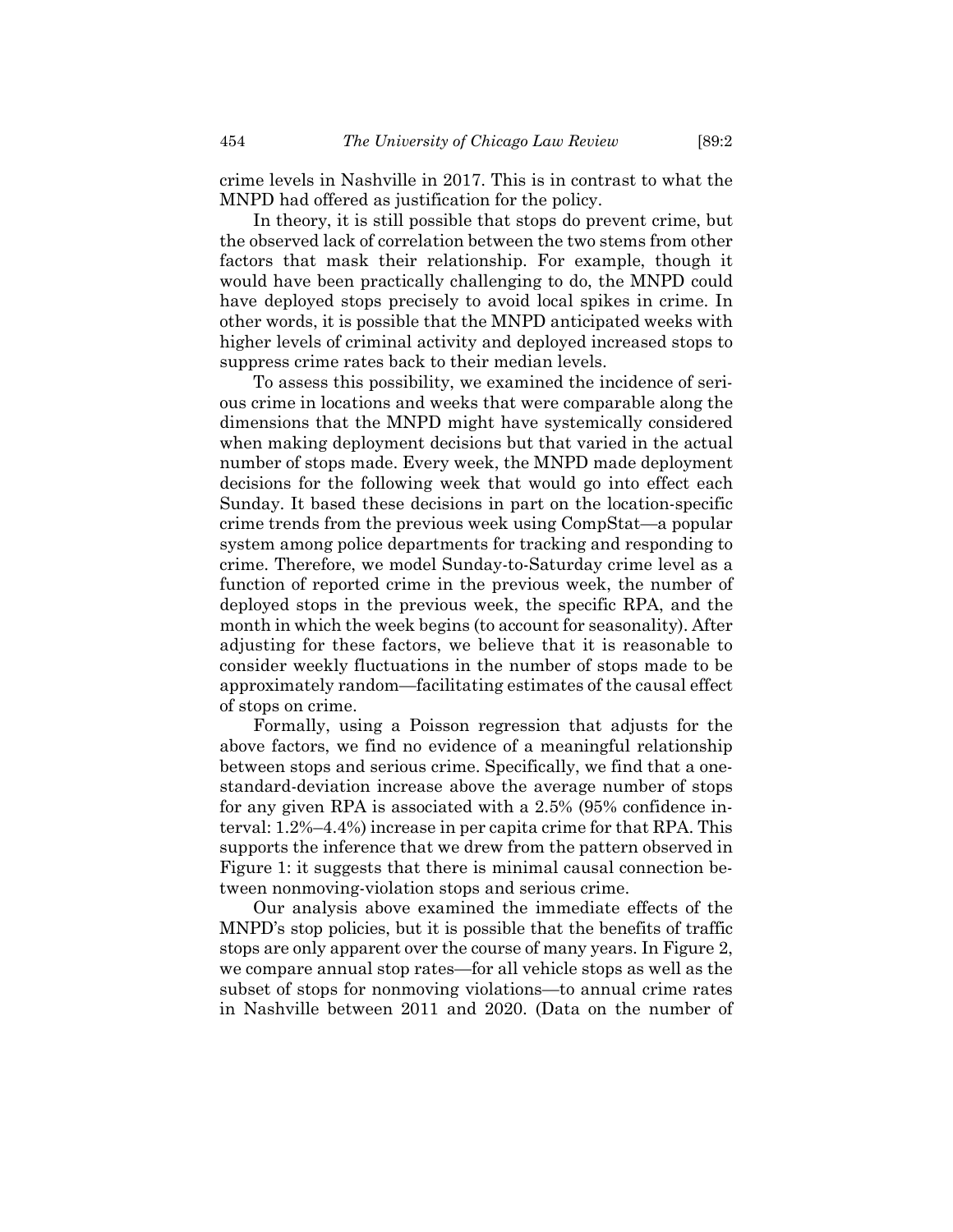crime levels in Nashville in 2017. This is in contrast to what the MNPD had offered as justification for the policy.

In theory, it is still possible that stops do prevent crime, but the observed lack of correlation between the two stems from other factors that mask their relationship. For example, though it would have been practically challenging to do, the MNPD could have deployed stops precisely to avoid local spikes in crime. In other words, it is possible that the MNPD anticipated weeks with higher levels of criminal activity and deployed increased stops to suppress crime rates back to their median levels.

To assess this possibility, we examined the incidence of serious crime in locations and weeks that were comparable along the dimensions that the MNPD might have systemically considered when making deployment decisions but that varied in the actual number of stops made. Every week, the MNPD made deployment decisions for the following week that would go into effect each Sunday. It based these decisions in part on the location-specific crime trends from the previous week using CompStat—a popular system among police departments for tracking and responding to crime. Therefore, we model Sunday-to-Saturday crime level as a function of reported crime in the previous week, the number of deployed stops in the previous week, the specific RPA, and the month in which the week begins (to account for seasonality). After adjusting for these factors, we believe that it is reasonable to consider weekly fluctuations in the number of stops made to be approximately random—facilitating estimates of the causal effect of stops on crime.

Formally, using a Poisson regression that adjusts for the above factors, we find no evidence of a meaningful relationship between stops and serious crime. Specifically, we find that a one-standard-deviation increase above the average number of stops for any given RPA is associated with a 2.5% (95% confidence interval: 1.2%–4.4%) increase in per capita crime for that RPA. This supports the inference that we drew from the pattern observed in Figure 1: it suggests that there is minimal causal connection between nonmoving-violation stops and serious crime.

Our analysis above examined the immediate effects of the MNPD's stop policies, but it is possible that the benefits of traffic stops are only apparent over the course of many years. In Figure 2, we compare annual stop rates—for all vehicle stops as well as the subset of stops for nonmoving violations—to annual crime rates in Nashville between 2011 and 2020. (Data on the number of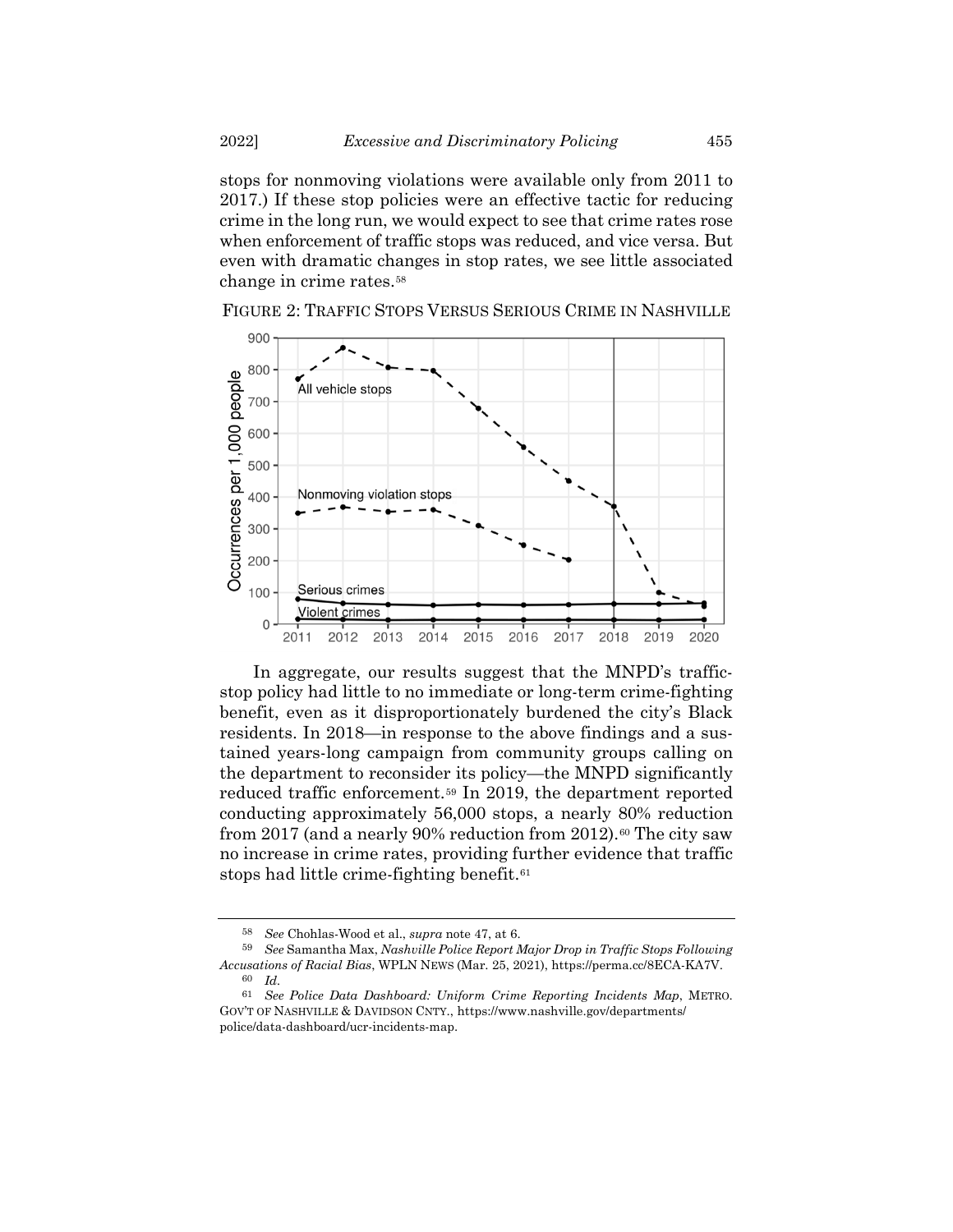stops for nonmoving violations were available only from 2011 to 2017.) If these stop policies were an effective tactic for reducing crime in the long run, we would expect to see that crime rates rose when enforcement of traffic stops was reduced, and vice versa. But even with dramatic changes in stop rates, we see little associated change in crime rates.[58]

FIGURE 2: TRAFFIC STOPS VERSUS SERIOUS CRIME IN NASHVILLE

In aggregate, our results suggest that the MNPD's traffic-stop policy had little to no immediate or long-term crime-fighting benefit, even as it disproportionately burdened the city's Black residents. In 2018—in response to the above findings and a sustained years-long campaign from community groups calling on the department to reconsider its policy—the MNPD significantly reduced traffic enforcement.[59] In 2019, the department reported conducting approximately 56,000 stops, a nearly 80% reduction from 2017 (and a nearly 90% reduction from 2012).[60] The city saw no increase in crime rates, providing further evidence that traffic stops had little crime-fighting benefit.[61]

---

[58] *See* Chohlas-Wood et al., *supra* note 47, at 6.

[59] *See* Samantha Max, *Nashville Police Report Major Drop in Traffic Stops Following Accusations of Racial Bias*, WPLN NEWS (Mar. 25, 2021), https://perma.cc/8ECA-KA7V.

[60] *Id.*

[61] *See Police Data Dashboard: Uniform Crime Reporting Incidents Map*, METRO. GOV'T OF NASHVILLE & DAVIDSON CNTY., https://www.nashville.gov/departments/police/data-dashboard/ucr-incidents-map.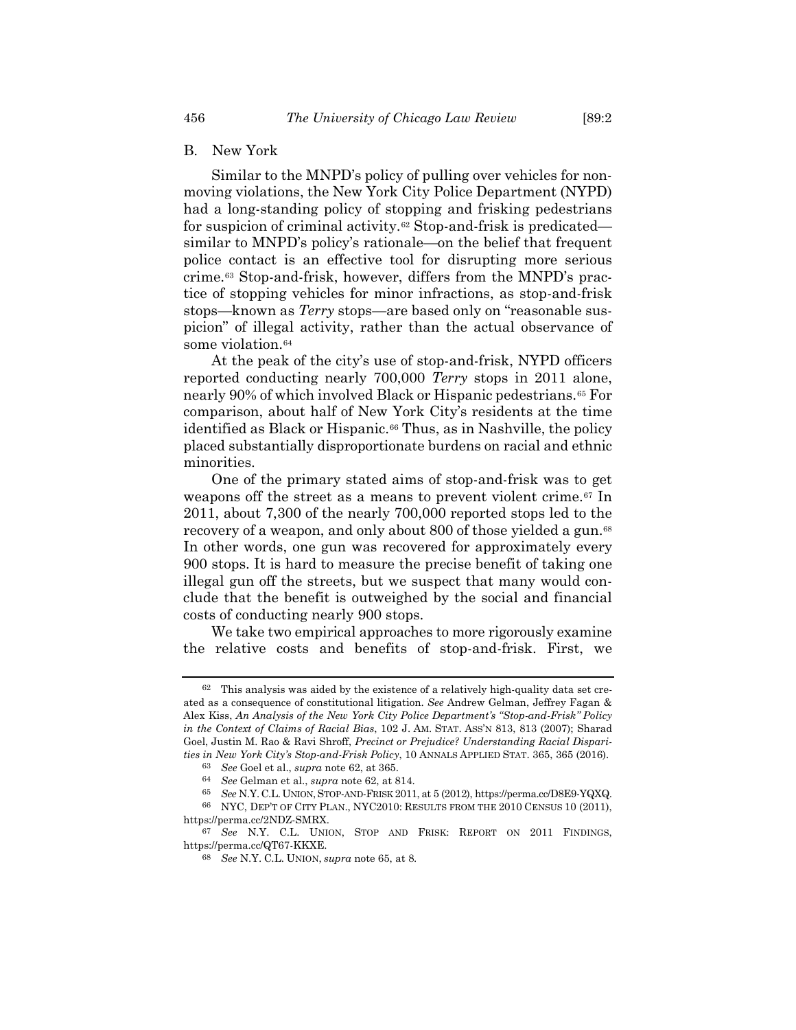## B. New York

Similar to the MNPD's policy of pulling over vehicles for nonmoving violations, the New York City Police Department (NYPD) had a long-standing policy of stopping and frisking pedestrians for suspicion of criminal activity.[62] Stop-and-frisk is predicated—similar to MNPD's policy's rationale—on the belief that frequent police contact is an effective tool for disrupting more serious crime.[63] Stop-and-frisk, however, differs from the MNPD's practice of stopping vehicles for minor infractions, as stop-and-frisk stops—known as *Terry* stops—are based only on "reasonable suspicion" of illegal activity, rather than the actual observance of some violation.[64]

At the peak of the city's use of stop-and-frisk, NYPD officers reported conducting nearly 700,000 *Terry* stops in 2011 alone, nearly 90% of which involved Black or Hispanic pedestrians.[65] For comparison, about half of New York City's residents at the time identified as Black or Hispanic.[66] Thus, as in Nashville, the policy placed substantially disproportionate burdens on racial and ethnic minorities.

One of the primary stated aims of stop-and-frisk was to get weapons off the street as a means to prevent violent crime.[67] In 2011, about 7,300 of the nearly 700,000 reported stops led to the recovery of a weapon, and only about 800 of those yielded a gun.[68] In other words, one gun was recovered for approximately every 900 stops. It is hard to measure the precise benefit of taking one illegal gun off the streets, but we suspect that many would conclude that the benefit is outweighed by the social and financial costs of conducting nearly 900 stops.

We take two empirical approaches to more rigorously examine the relative costs and benefits of stop-and-frisk. First, we

---

[62] This analysis was aided by the existence of a relatively high-quality data set created as a consequence of constitutional litigation. *See* Andrew Gelman, Jeffrey Fagan & Alex Kiss, *An Analysis of the New York City Police Department's "Stop-and-Frisk" Policy in the Context of Claims of Racial Bias*, 102 J. AM. STAT. ASS'N 813, 813 (2007); Sharad Goel, Justin M. Rao & Ravi Shroff, *Precinct or Prejudice? Understanding Racial Disparities in New York City's Stop-and-Frisk Policy*, 10 ANNALS APPLIED STAT. 365, 365 (2016).

[63] *See* Goel et al., *supra* note 62, at 365.

[64] *See* Gelman et al., *supra* note 62, at 814.

[65] *See* N.Y. C.L. UNION, STOP-AND-FRISK 2011, at 5 (2012), https://perma.cc/D8E9-YQXQ.

[66] NYC, DEP'T OF CITY PLAN., NYC2010: RESULTS FROM THE 2010 CENSUS 10 (2011), https://perma.cc/2NDZ-SMRX.

[67] *See* N.Y. C.L. UNION, STOP AND FRISK: REPORT ON 2011 FINDINGS, https://perma.cc/QT67-KKXE.

[68] *See* N.Y. C.L. UNION, *supra* note 65, at 8.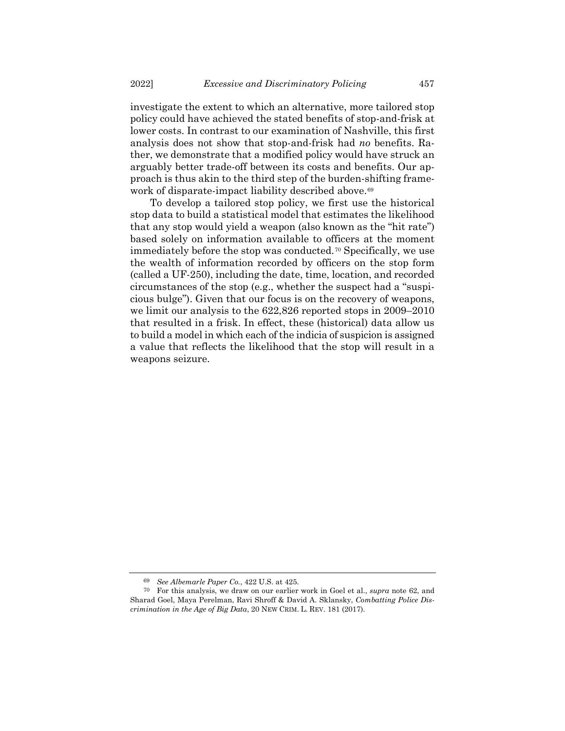investigate the extent to which an alternative, more tailored stop policy could have achieved the stated benefits of stop-and-frisk at lower costs. In contrast to our examination of Nashville, this first analysis does not show that stop-and-frisk had *no* benefits. Rather, we demonstrate that a modified policy would have struck an arguably better trade-off between its costs and benefits. Our approach is thus akin to the third step of the burden-shifting framework of disparate-impact liability described above.[69]

To develop a tailored stop policy, we first use the historical stop data to build a statistical model that estimates the likelihood that any stop would yield a weapon (also known as the "hit rate") based solely on information available to officers at the moment immediately before the stop was conducted.[70] Specifically, we use the wealth of information recorded by officers on the stop form (called a UF-250), including the date, time, location, and recorded circumstances of the stop (e.g., whether the suspect had a "suspicious bulge"). Given that our focus is on the recovery of weapons, we limit our analysis to the 622,826 reported stops in 2009–2010 that resulted in a frisk. In effect, these (historical) data allow us to build a model in which each of the indicia of suspicion is assigned a value that reflects the likelihood that the stop will result in a weapons seizure.

---

[69] *See Albemarle Paper Co.*, 422 U.S. at 425.

[70] For this analysis, we draw on our earlier work in Goel et al., *supra* note 62, and Sharad Goel, Maya Perelman, Ravi Shroff & David A. Sklansky, *Combatting Police Discrimination in the Age of Big Data*, 20 NEW CRIM. L. REV. 181 (2017).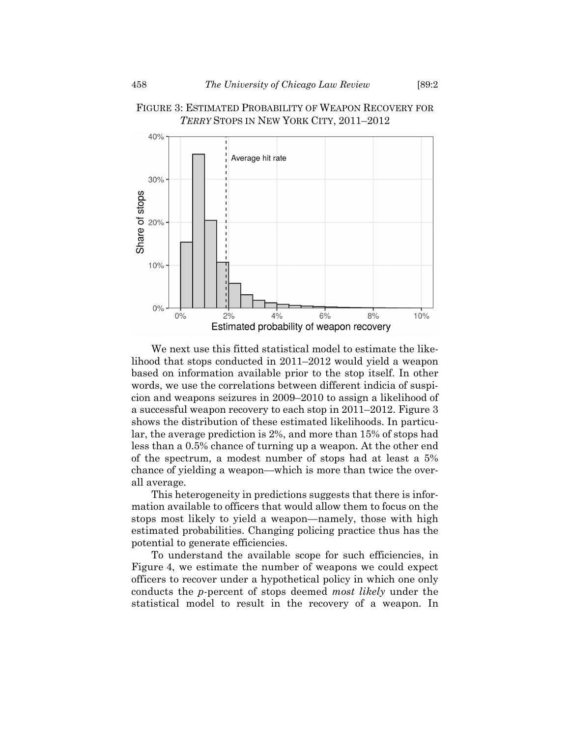FIGURE 3: ESTIMATED PROBABILITY OF WEAPON RECOVERY FOR *TERRY* STOPS IN NEW YORK CITY, 2011–2012

We next use this fitted statistical model to estimate the likelihood that stops conducted in 2011–2012 would yield a weapon based on information available prior to the stop itself. In other words, we use the correlations between different indicia of suspicion and weapons seizures in 2009–2010 to assign a likelihood of a successful weapon recovery to each stop in 2011–2012. Figure 3 shows the distribution of these estimated likelihoods. In particular, the average prediction is 2%, and more than 15% of stops had less than a 0.5% chance of turning up a weapon. At the other end of the spectrum, a modest number of stops had at least a 5% chance of yielding a weapon—which is more than twice the overall average.

This heterogeneity in predictions suggests that there is information available to officers that would allow them to focus on the stops most likely to yield a weapon—namely, those with high estimated probabilities. Changing policing practice thus has the potential to generate efficiencies.

To understand the available scope for such efficiencies, in Figure 4, we estimate the number of weapons we could expect officers to recover under a hypothetical policy in which one only conducts the *p*-percent of stops deemed *most likely* under the statistical model to result in the recovery of a weapon. In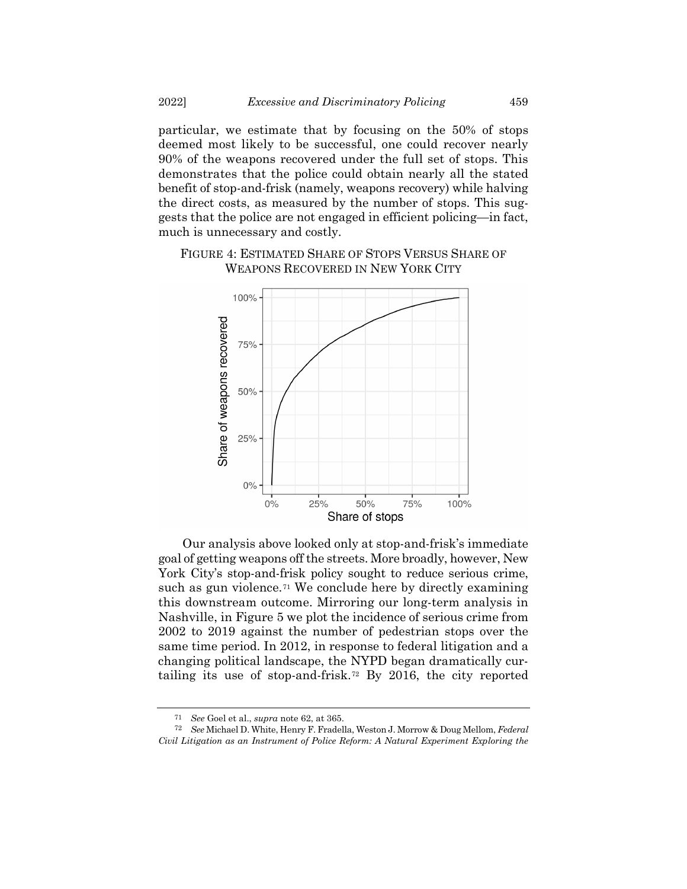particular, we estimate that by focusing on the 50% of stops deemed most likely to be successful, one could recover nearly 90% of the weapons recovered under the full set of stops. This demonstrates that the police could obtain nearly all the stated benefit of stop-and-frisk (namely, weapons recovery) while halving the direct costs, as measured by the number of stops. This suggests that the police are not engaged in efficient policing—in fact, much is unnecessary and costly.

FIGURE 4: ESTIMATED SHARE OF STOPS VERSUS SHARE OF WEAPONS RECOVERED IN NEW YORK CITY

Our analysis above looked only at stop-and-frisk's immediate goal of getting weapons off the streets. More broadly, however, New York City's stop-and-frisk policy sought to reduce serious crime, such as gun violence.[71] We conclude here by directly examining this downstream outcome. Mirroring our long-term analysis in Nashville, in Figure 5 we plot the incidence of serious crime from 2002 to 2019 against the number of pedestrian stops over the same time period. In 2012, in response to federal litigation and a changing political landscape, the NYPD began dramatically curtailing its use of stop-and-frisk.[72] By 2016, the city reported

---

[71] *See* Goel et al., *supra* note 62, at 365.

[72] *See* Michael D. White, Henry F. Fradella, Weston J. Morrow & Doug Mellom, *Federal Civil Litigation as an Instrument of Police Reform: A Natural Experiment Exploring the*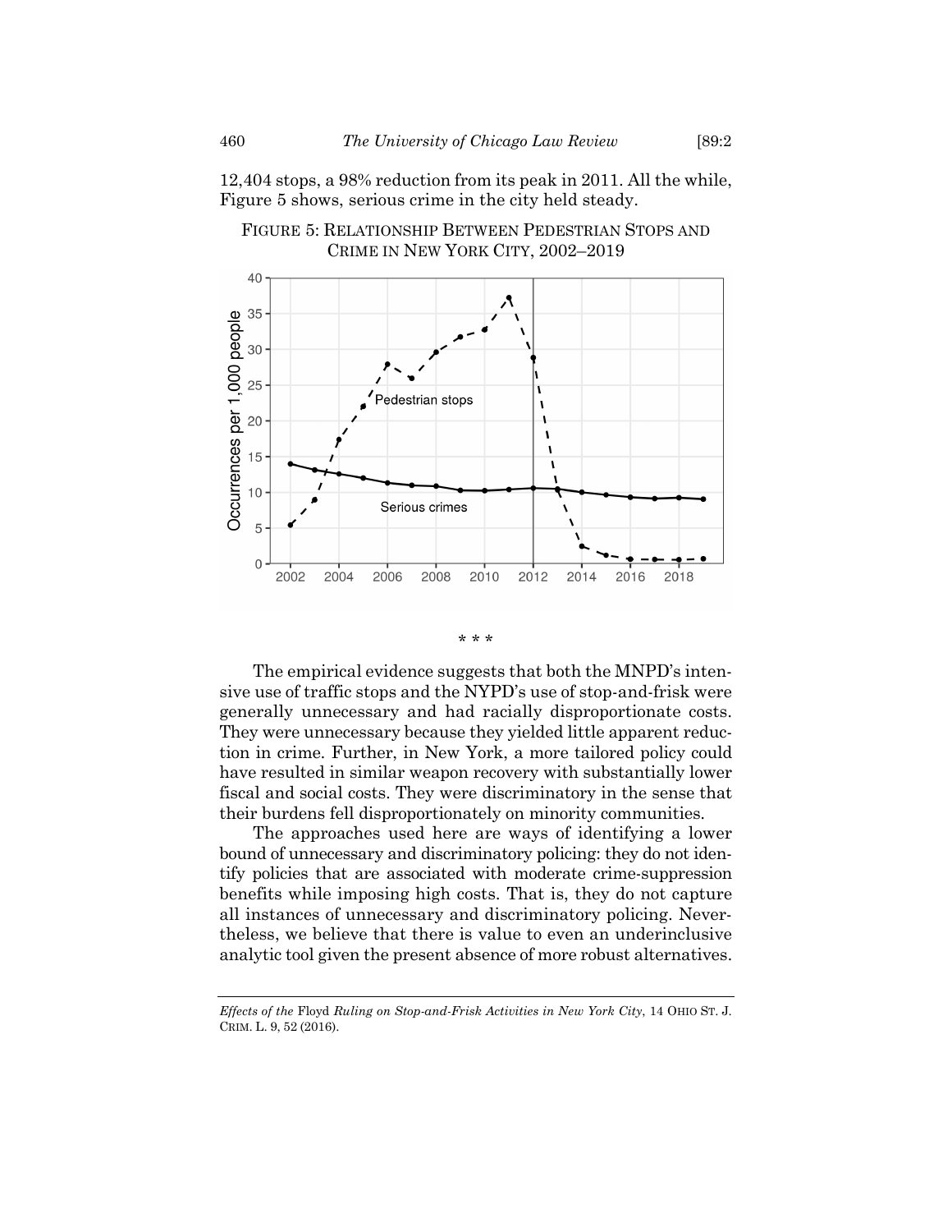12,404 stops, a 98% reduction from its peak in 2011. All the while, Figure 5 shows, serious crime in the city held steady.

FIGURE 5: RELATIONSHIP BETWEEN PEDESTRIAN STOPS AND CRIME IN NEW YORK CITY, 2002–2019

\* \* \*

The empirical evidence suggests that both the MNPD's intensive use of traffic stops and the NYPD's use of stop-and-frisk were generally unnecessary and had racially disproportionate costs. They were unnecessary because they yielded little apparent reduction in crime. Further, in New York, a more tailored policy could have resulted in similar weapon recovery with substantially lower fiscal and social costs. They were discriminatory in the sense that their burdens fell disproportionately on minority communities.

The approaches used here are ways of identifying a lower bound of unnecessary and discriminatory policing: they do not identify policies that are associated with moderate crime-suppression benefits while imposing high costs. That is, they do not capture all instances of unnecessary and discriminatory policing. Nevertheless, we believe that there is value to even an underinclusive analytic tool given the present absence of more robust alternatives.

---

*Effects of the* Floyd *Ruling on Stop-and-Frisk Activities in New York City*, 14 OHIO ST. J. CRIM. L. 9, 52 (2016).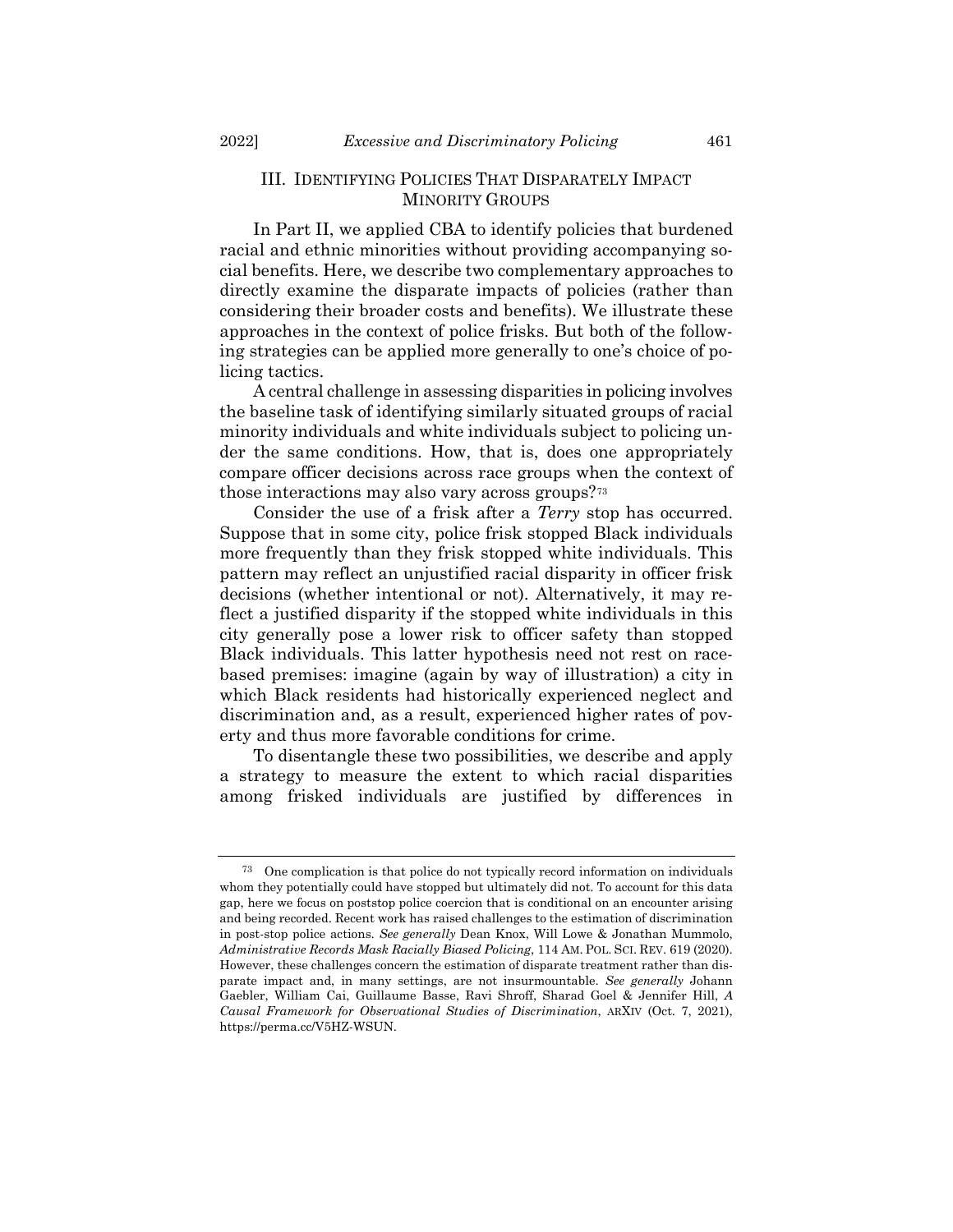## III. IDENTIFYING POLICIES THAT DISPARATELY IMPACT MINORITY GROUPS

In Part II, we applied CBA to identify policies that burdened racial and ethnic minorities without providing accompanying social benefits. Here, we describe two complementary approaches to directly examine the disparate impacts of policies (rather than considering their broader costs and benefits). We illustrate these approaches in the context of police frisks. But both of the following strategies can be applied more generally to one's choice of policing tactics.

A central challenge in assessing disparities in policing involves the baseline task of identifying similarly situated groups of racial minority individuals and white individuals subject to policing under the same conditions. How, that is, does one appropriately compare officer decisions across race groups when the context of those interactions may also vary across groups?[73]

Consider the use of a frisk after a *Terry* stop has occurred. Suppose that in some city, police frisk stopped Black individuals more frequently than they frisk stopped white individuals. This pattern may reflect an unjustified racial disparity in officer frisk decisions (whether intentional or not). Alternatively, it may reflect a justified disparity if the stopped white individuals in this city generally pose a lower risk to officer safety than stopped Black individuals. This latter hypothesis need not rest on race-based premises: imagine (again by way of illustration) a city in which Black residents had historically experienced neglect and discrimination and, as a result, experienced higher rates of poverty and thus more favorable conditions for crime.

To disentangle these two possibilities, we describe and apply a strategy to measure the extent to which racial disparities among frisked individuals are justified by differences in

---

[73] One complication is that police do not typically record information on individuals whom they potentially could have stopped but ultimately did not. To account for this data gap, here we focus on poststop police coercion that is conditional on an encounter arising and being recorded. Recent work has raised challenges to the estimation of discrimination in post-stop police actions. *See generally* Dean Knox, Will Lowe & Jonathan Mummolo, *Administrative Records Mask Racially Biased Policing*, 114 AM. POL. SCI. REV. 619 (2020). However, these challenges concern the estimation of disparate treatment rather than disparate impact and, in many settings, are not insurmountable. *See generally* Johann Gaebler, William Cai, Guillaume Basse, Ravi Shroff, Sharad Goel & Jennifer Hill, *A Causal Framework for Observational Studies of Discrimination*, ARXIV (Oct. 7, 2021), https://perma.cc/V5HZ-WSUN.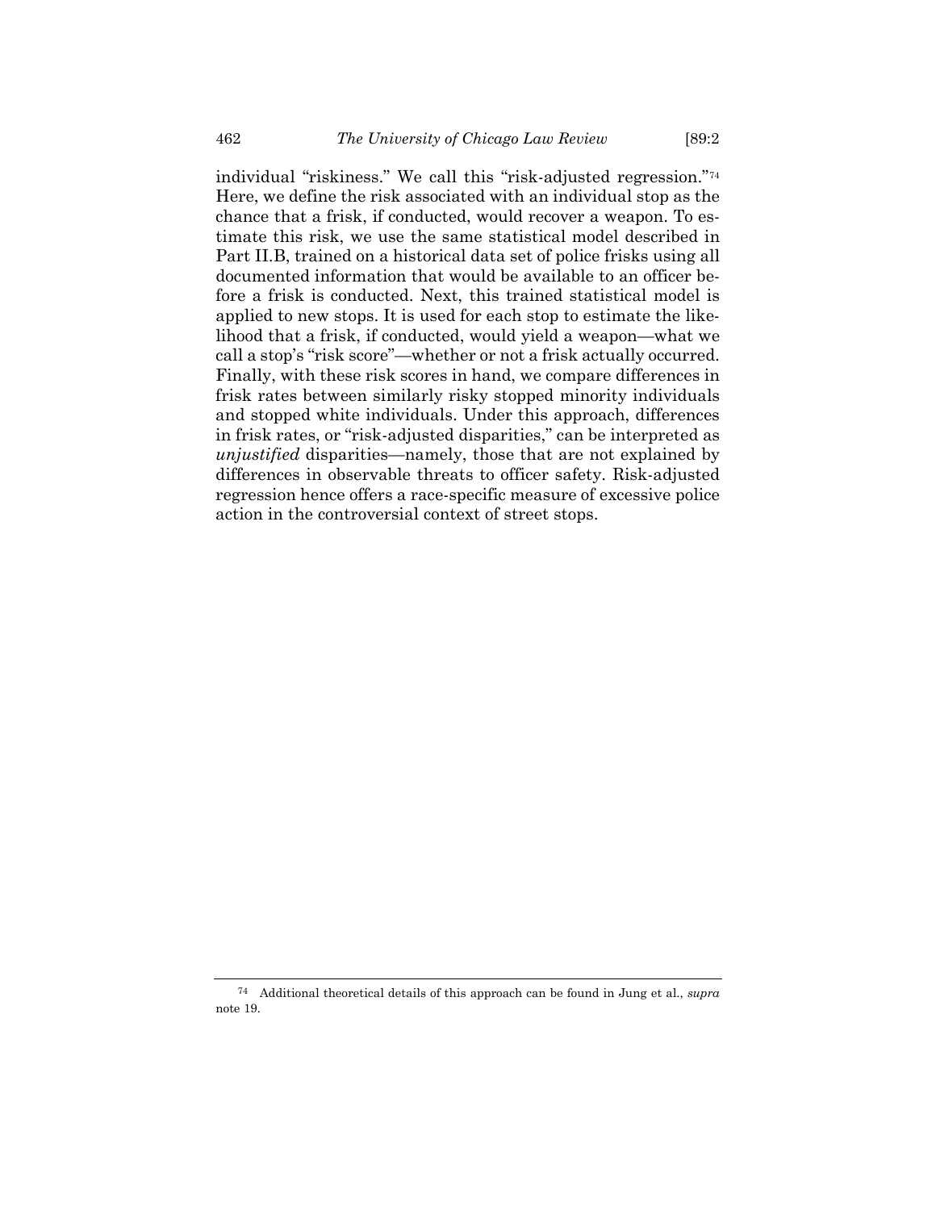individual "riskiness." We call this "risk-adjusted regression."[74] Here, we define the risk associated with an individual stop as the chance that a frisk, if conducted, would recover a weapon. To estimate this risk, we use the same statistical model described in Part II.B, trained on a historical data set of police frisks using all documented information that would be available to an officer before a frisk is conducted. Next, this trained statistical model is applied to new stops. It is used for each stop to estimate the likelihood that a frisk, if conducted, would yield a weapon—what we call a stop's "risk score"—whether or not a frisk actually occurred. Finally, with these risk scores in hand, we compare differences in frisk rates between similarly risky stopped minority individuals and stopped white individuals. Under this approach, differences in frisk rates, or "risk-adjusted disparities," can be interpreted as *unjustified* disparities—namely, those that are not explained by differences in observable threats to officer safety. Risk-adjusted regression hence offers a race-specific measure of excessive police action in the controversial context of street stops.

[74] Additional theoretical details of this approach can be found in Jung et al., *supra* note 19.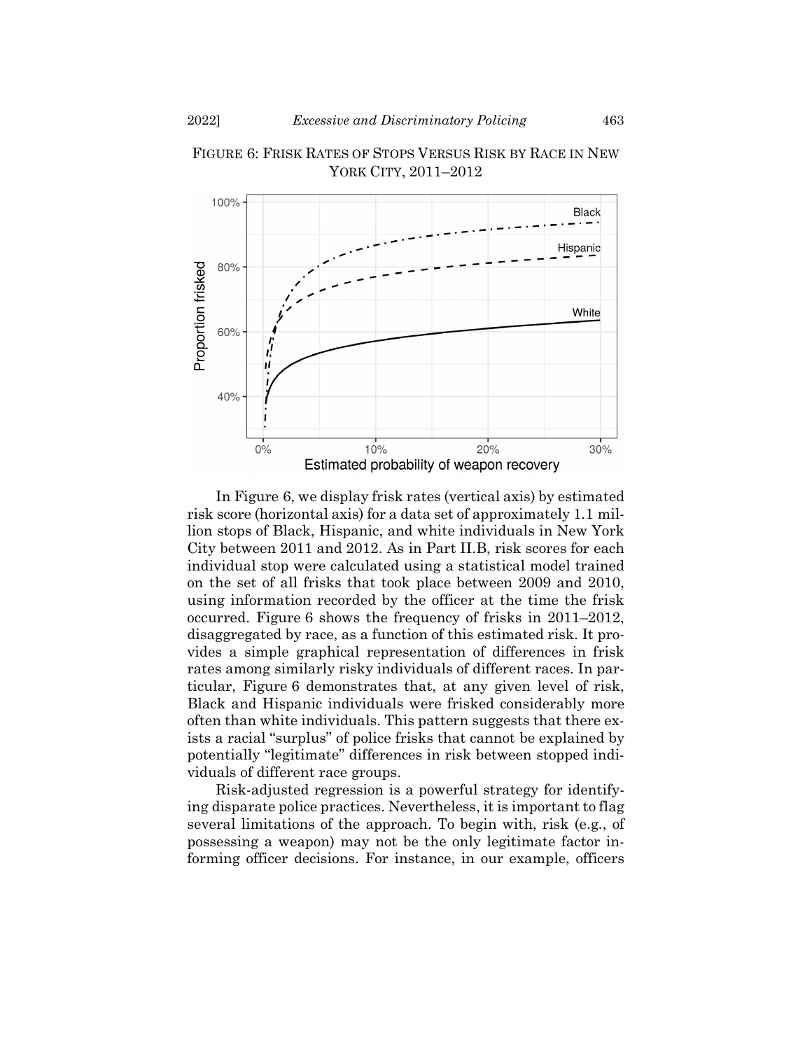FIGURE 6: FRISK RATES OF STOPS VERSUS RISK BY RACE IN NEW YORK CITY, 2011–2012

In Figure 6, we display frisk rates (vertical axis) by estimated risk score (horizontal axis) for a data set of approximately 1.1 million stops of Black, Hispanic, and white individuals in New York City between 2011 and 2012. As in Part II.B, risk scores for each individual stop were calculated using a statistical model trained on the set of all frisks that took place between 2009 and 2010, using information recorded by the officer at the time the frisk occurred. Figure 6 shows the frequency of frisks in 2011–2012, disaggregated by race, as a function of this estimated risk. It provides a simple graphical representation of differences in frisk rates among similarly risky individuals of different races. In particular, Figure 6 demonstrates that, at any given level of risk, Black and Hispanic individuals were frisked considerably more often than white individuals. This pattern suggests that there exists a racial "surplus" of police frisks that cannot be explained by potentially "legitimate" differences in risk between stopped individuals of different race groups.

Risk-adjusted regression is a powerful strategy for identifying disparate police practices. Nevertheless, it is important to flag several limitations of the approach. To begin with, risk (e.g., of possessing a weapon) may not be the only legitimate factor informing officer decisions. For instance, in our example, officers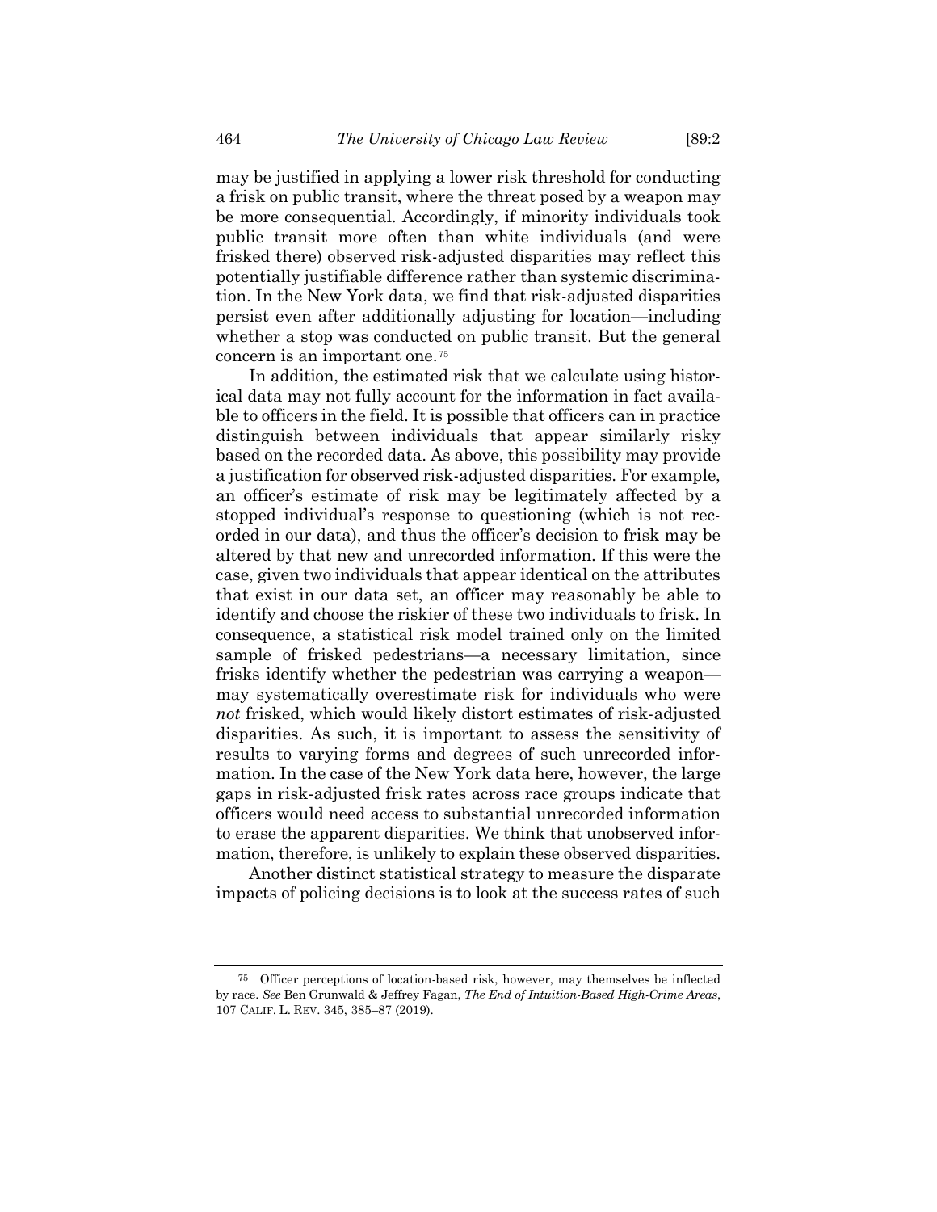may be justified in applying a lower risk threshold for conducting a frisk on public transit, where the threat posed by a weapon may be more consequential. Accordingly, if minority individuals took public transit more often than white individuals (and were frisked there) observed risk-adjusted disparities may reflect this potentially justifiable difference rather than systemic discrimination. In the New York data, we find that risk-adjusted disparities persist even after additionally adjusting for location—including whether a stop was conducted on public transit. But the general concern is an important one.[75]

In addition, the estimated risk that we calculate using historical data may not fully account for the information in fact available to officers in the field. It is possible that officers can in practice distinguish between individuals that appear similarly risky based on the recorded data. As above, this possibility may provide a justification for observed risk-adjusted disparities. For example, an officer's estimate of risk may be legitimately affected by a stopped individual's response to questioning (which is not recorded in our data), and thus the officer's decision to frisk may be altered by that new and unrecorded information. If this were the case, given two individuals that appear identical on the attributes that exist in our data set, an officer may reasonably be able to identify and choose the riskier of these two individuals to frisk. In consequence, a statistical risk model trained only on the limited sample of frisked pedestrians—a necessary limitation, since frisks identify whether the pedestrian was carrying a weapon—may systematically overestimate risk for individuals who were *not* frisked, which would likely distort estimates of risk-adjusted disparities. As such, it is important to assess the sensitivity of results to varying forms and degrees of such unrecorded information. In the case of the New York data here, however, the large gaps in risk-adjusted frisk rates across race groups indicate that officers would need access to substantial unrecorded information to erase the apparent disparities. We think that unobserved information, therefore, is unlikely to explain these observed disparities.

Another distinct statistical strategy to measure the disparate impacts of policing decisions is to look at the success rates of such

---

[75] Officer perceptions of location-based risk, however, may themselves be inflected by race. *See* Ben Grunwald & Jeffrey Fagan, *The End of Intuition-Based High-Crime Areas*, 107 CALIF. L. REV. 345, 385–87 (2019).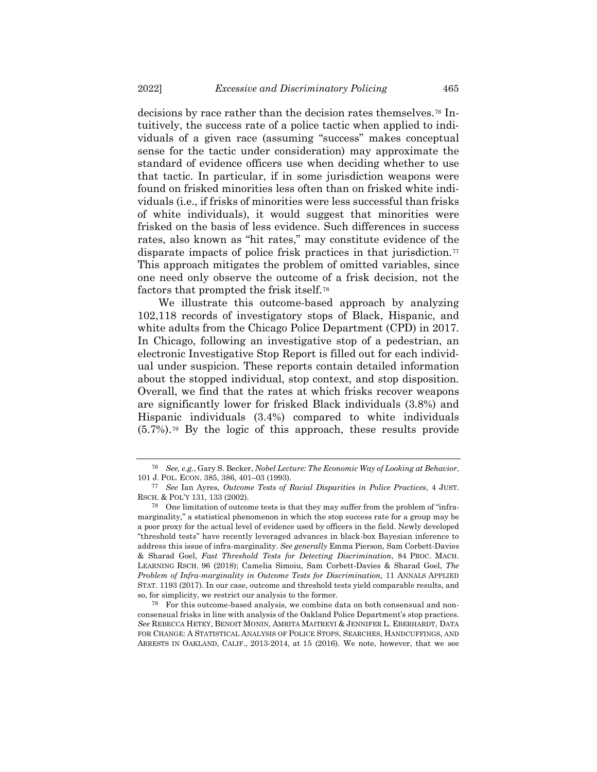decisions by race rather than the decision rates themselves.[76] Intuitively, the success rate of a police tactic when applied to individuals of a given race (assuming "success" makes conceptual sense for the tactic under consideration) may approximate the standard of evidence officers use when deciding whether to use that tactic. In particular, if in some jurisdiction weapons were found on frisked minorities less often than on frisked white individuals (i.e., if frisks of minorities were less successful than frisks of white individuals), it would suggest that minorities were frisked on the basis of less evidence. Such differences in success rates, also known as "hit rates," may constitute evidence of the disparate impacts of police frisk practices in that jurisdiction.[77] This approach mitigates the problem of omitted variables, since one need only observe the outcome of a frisk decision, not the factors that prompted the frisk itself.[78]

We illustrate this outcome-based approach by analyzing 102,118 records of investigatory stops of Black, Hispanic, and white adults from the Chicago Police Department (CPD) in 2017. In Chicago, following an investigative stop of a pedestrian, an electronic Investigative Stop Report is filled out for each individual under suspicion. These reports contain detailed information about the stopped individual, stop context, and stop disposition. Overall, we find that the rates at which frisks recover weapons are significantly lower for frisked Black individuals (3.8%) and Hispanic individuals (3.4%) compared to white individuals (5.7%).[79] By the logic of this approach, these results provide

---

[76] *See, e.g.*, Gary S. Becker, *Nobel Lecture: The Economic Way of Looking at Behavior*, 101 J. POL. ECON. 385, 386, 401–03 (1993).

[77] *See* Ian Ayres, *Outcome Tests of Racial Disparities in Police Practices*, 4 JUST. RSCH. & POL'Y 131, 133 (2002).

[78] One limitation of outcome tests is that they may suffer from the problem of "infra-marginality," a statistical phenomenon in which the stop success rate for a group may be a poor proxy for the actual level of evidence used by officers in the field. Newly developed "threshold tests" have recently leveraged advances in black-box Bayesian inference to address this issue of infra-marginality. *See generally* Emma Pierson, Sam Corbett-Davies & Sharad Goel, *Fast Threshold Tests for Detecting Discrimination*, 84 PROC. MACH. LEARNING RSCH. 96 (2018); Camelia Simoiu, Sam Corbett-Davies & Sharad Goel, *The Problem of Infra-marginality in Outcome Tests for Discrimination,* 11 ANNALS APPLIED STAT. 1193 (2017). In our case, outcome and threshold tests yield comparable results, and so, for simplicity, we restrict our analysis to the former.

[79] For this outcome-based analysis, we combine data on both consensual and non-consensual frisks in line with analysis of the Oakland Police Department's stop practices. *See* REBECCA HETEY, BENOIT MONIN, AMRITA MAITREYI & JENNIFER L. EBERHARDT, DATA FOR CHANGE: A STATISTICAL ANALYSIS OF POLICE STOPS, SEARCHES, HANDCUFFINGS, AND ARRESTS IN OAKLAND, CALIF., 2013-2014, at 15 (2016). We note, however, that we see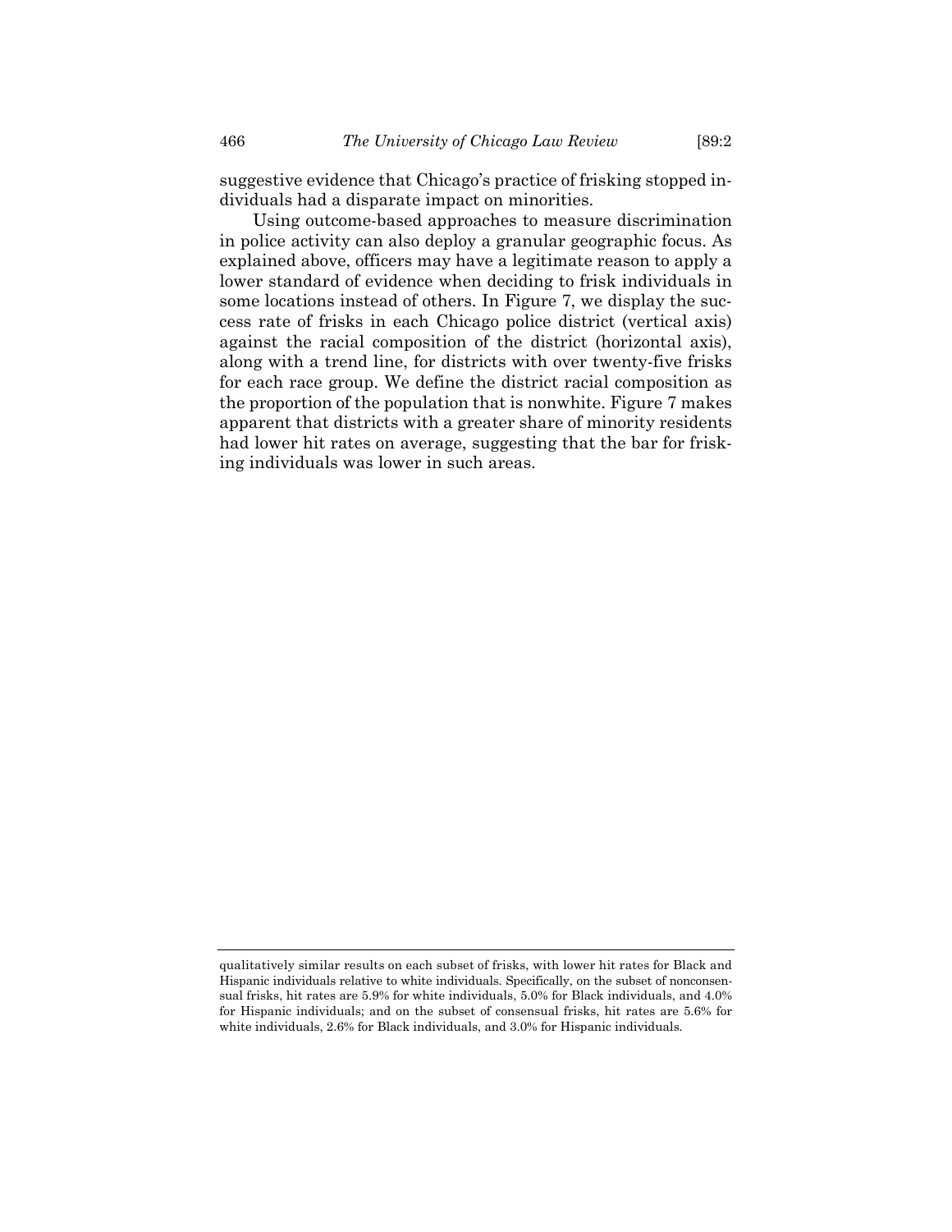suggestive evidence that Chicago's practice of frisking stopped individuals had a disparate impact on minorities.

Using outcome-based approaches to measure discrimination in police activity can also deploy a granular geographic focus. As explained above, officers may have a legitimate reason to apply a lower standard of evidence when deciding to frisk individuals in some locations instead of others. In Figure 7, we display the success rate of frisks in each Chicago police district (vertical axis) against the racial composition of the district (horizontal axis), along with a trend line, for districts with over twenty-five frisks for each race group. We define the district racial composition as the proportion of the population that is nonwhite. Figure 7 makes apparent that districts with a greater share of minority residents had lower hit rates on average, suggesting that the bar for frisking individuals was lower in such areas.

---

qualitatively similar results on each subset of frisks, with lower hit rates for Black and Hispanic individuals relative to white individuals. Specifically, on the subset of nonconsensual frisks, hit rates are 5.9% for white individuals, 5.0% for Black individuals, and 4.0% for Hispanic individuals; and on the subset of consensual frisks, hit rates are 5.6% for white individuals, 2.6% for Black individuals, and 3.0% for Hispanic individuals.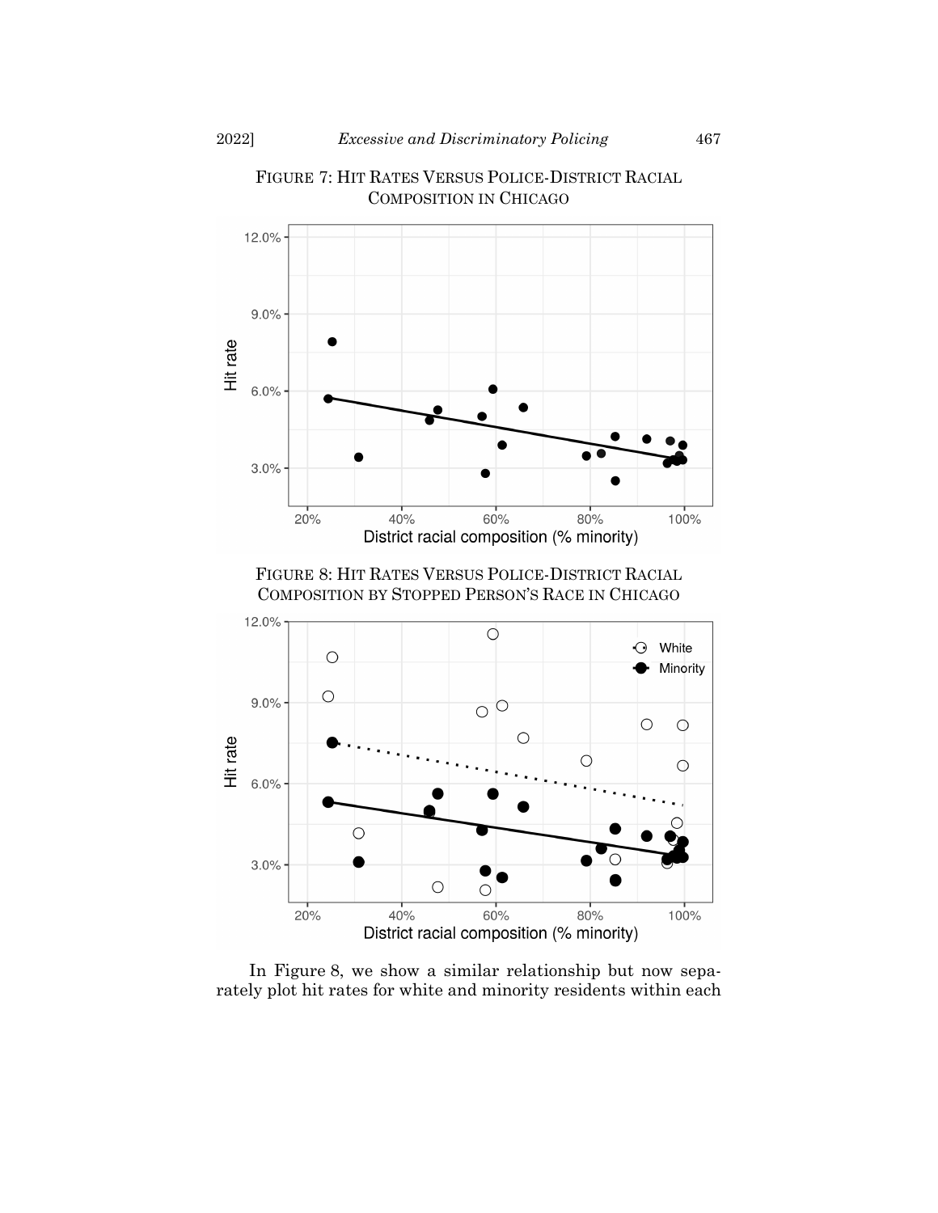FIGURE 7: HIT RATES VERSUS POLICE-DISTRICT RACIAL COMPOSITION IN CHICAGO

FIGURE 8: HIT RATES VERSUS POLICE-DISTRICT RACIAL COMPOSITION BY STOPPED PERSON'S RACE IN CHICAGO

In Figure 8, we show a similar relationship but now separately plot hit rates for white and minority residents within each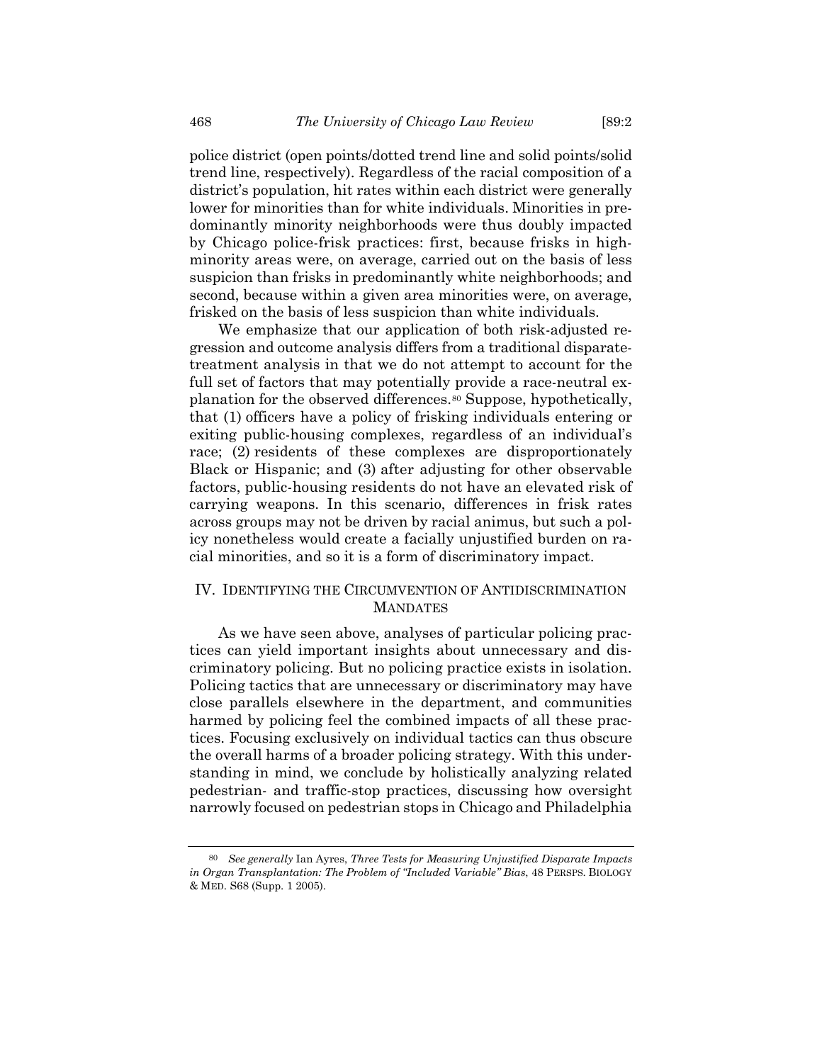police district (open points/dotted trend line and solid points/solid trend line, respectively). Regardless of the racial composition of a district's population, hit rates within each district were generally lower for minorities than for white individuals. Minorities in predominantly minority neighborhoods were thus doubly impacted by Chicago police-frisk practices: first, because frisks in high-minority areas were, on average, carried out on the basis of less suspicion than frisks in predominantly white neighborhoods; and second, because within a given area minorities were, on average, frisked on the basis of less suspicion than white individuals.

We emphasize that our application of both risk-adjusted regression and outcome analysis differs from a traditional disparate-treatment analysis in that we do not attempt to account for the full set of factors that may potentially provide a race-neutral explanation for the observed differences.[80] Suppose, hypothetically, that (1) officers have a policy of frisking individuals entering or exiting public-housing complexes, regardless of an individual's race; (2) residents of these complexes are disproportionately Black or Hispanic; and (3) after adjusting for other observable factors, public-housing residents do not have an elevated risk of carrying weapons. In this scenario, differences in frisk rates across groups may not be driven by racial animus, but such a policy nonetheless would create a facially unjustified burden on racial minorities, and so it is a form of discriminatory impact.

## IV. Identifying the Circumvention of Antidiscrimination Mandates

As we have seen above, analyses of particular policing practices can yield important insights about unnecessary and discriminatory policing. But no policing practice exists in isolation. Policing tactics that are unnecessary or discriminatory may have close parallels elsewhere in the department, and communities harmed by policing feel the combined impacts of all these practices. Focusing exclusively on individual tactics can thus obscure the overall harms of a broader policing strategy. With this understanding in mind, we conclude by holistically analyzing related pedestrian- and traffic-stop practices, discussing how oversight narrowly focused on pedestrian stops in Chicago and Philadelphia

---

[80] *See generally* Ian Ayres, *Three Tests for Measuring Unjustified Disparate Impacts in Organ Transplantation: The Problem of "Included Variable" Bias*, 48 Persps. Biology & Med. S68 (Supp. 1 2005).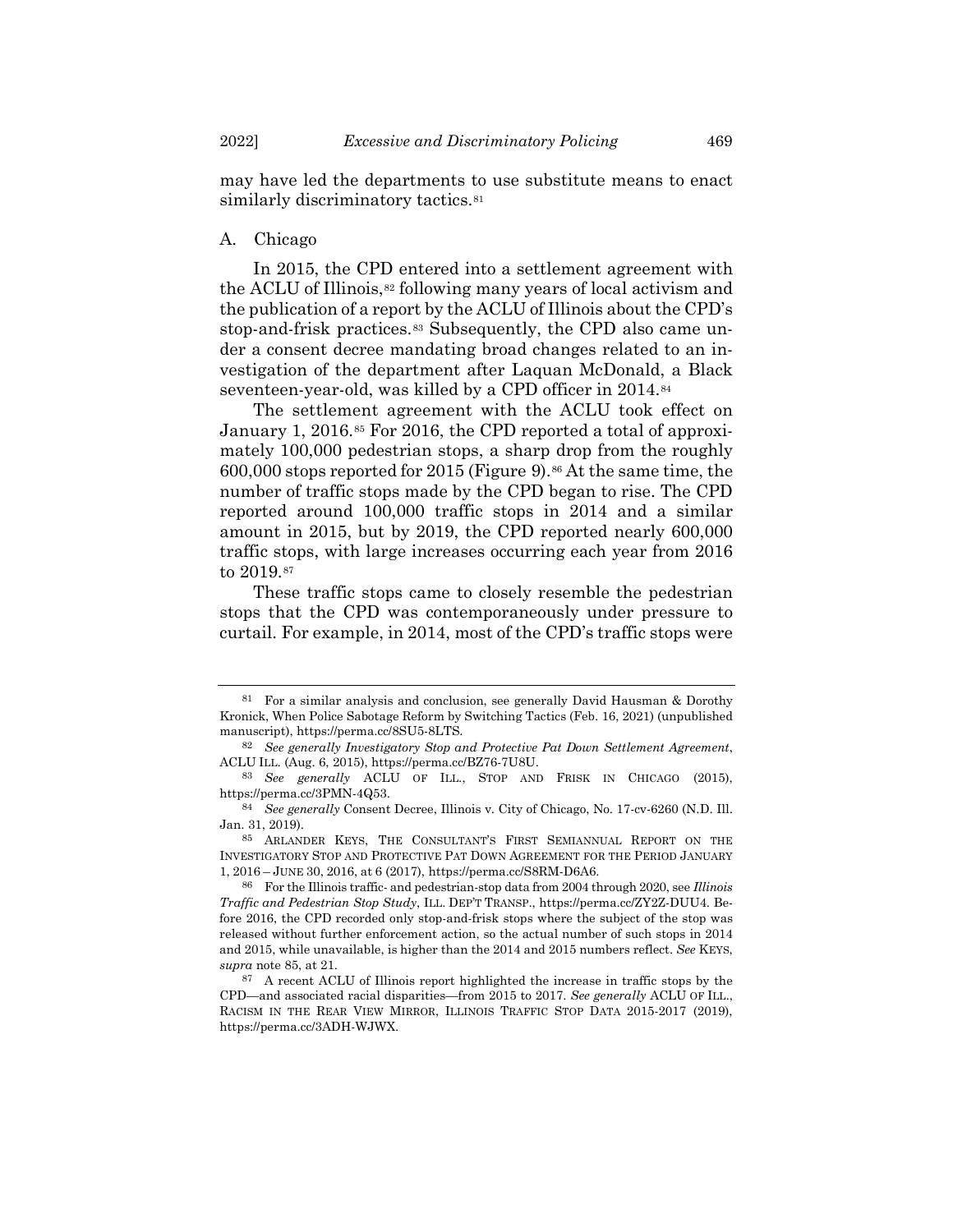may have led the departments to use substitute means to enact similarly discriminatory tactics.[81]

### A. Chicago

In 2015, the CPD entered into a settlement agreement with the ACLU of Illinois,[82] following many years of local activism and the publication of a report by the ACLU of Illinois about the CPD's stop-and-frisk practices.[83] Subsequently, the CPD also came under a consent decree mandating broad changes related to an investigation of the department after Laquan McDonald, a Black seventeen-year-old, was killed by a CPD officer in 2014.[84]

The settlement agreement with the ACLU took effect on January 1, 2016.[85] For 2016, the CPD reported a total of approximately 100,000 pedestrian stops, a sharp drop from the roughly 600,000 stops reported for 2015 (Figure 9).[86] At the same time, the number of traffic stops made by the CPD began to rise. The CPD reported around 100,000 traffic stops in 2014 and a similar amount in 2015, but by 2019, the CPD reported nearly 600,000 traffic stops, with large increases occurring each year from 2016 to 2019.[87]

These traffic stops came to closely resemble the pedestrian stops that the CPD was contemporaneously under pressure to curtail. For example, in 2014, most of the CPD's traffic stops were

---

[81] For a similar analysis and conclusion, see generally David Hausman & Dorothy Kronick, When Police Sabotage Reform by Switching Tactics (Feb. 16, 2021) (unpublished manuscript), https://perma.cc/8SU5-8LTS.

[82] *See generally Investigatory Stop and Protective Pat Down Settlement Agreement*, ACLU ILL. (Aug. 6, 2015), https://perma.cc/BZ76-7U8U.

[83] *See generally* ACLU OF ILL., STOP AND FRISK IN CHICAGO (2015), https://perma.cc/3PMN-4Q53.

[84] *See generally* Consent Decree, Illinois v. City of Chicago, No. 17-cv-6260 (N.D. Ill. Jan. 31, 2019).

[85] ARLANDER KEYS, THE CONSULTANT'S FIRST SEMIANNUAL REPORT ON THE INVESTIGATORY STOP AND PROTECTIVE PAT DOWN AGREEMENT FOR THE PERIOD JANUARY 1, 2016 – JUNE 30, 2016, at 6 (2017), https://perma.cc/S8RM-D6A6.

[86] For the Illinois traffic- and pedestrian-stop data from 2004 through 2020, see *Illinois Traffic and Pedestrian Stop Study*, ILL. DEP'T TRANSP., https://perma.cc/ZY2Z-DUU4. Before 2016, the CPD recorded only stop-and-frisk stops where the subject of the stop was released without further enforcement action, so the actual number of such stops in 2014 and 2015, while unavailable, is higher than the 2014 and 2015 numbers reflect. *See* KEYS, *supra* note 85, at 21.

[87] A recent ACLU of Illinois report highlighted the increase in traffic stops by the CPD—and associated racial disparities—from 2015 to 2017. *See generally* ACLU OF ILL., RACISM IN THE REAR VIEW MIRROR, ILLINOIS TRAFFIC STOP DATA 2015-2017 (2019), https://perma.cc/3ADH-WJWX.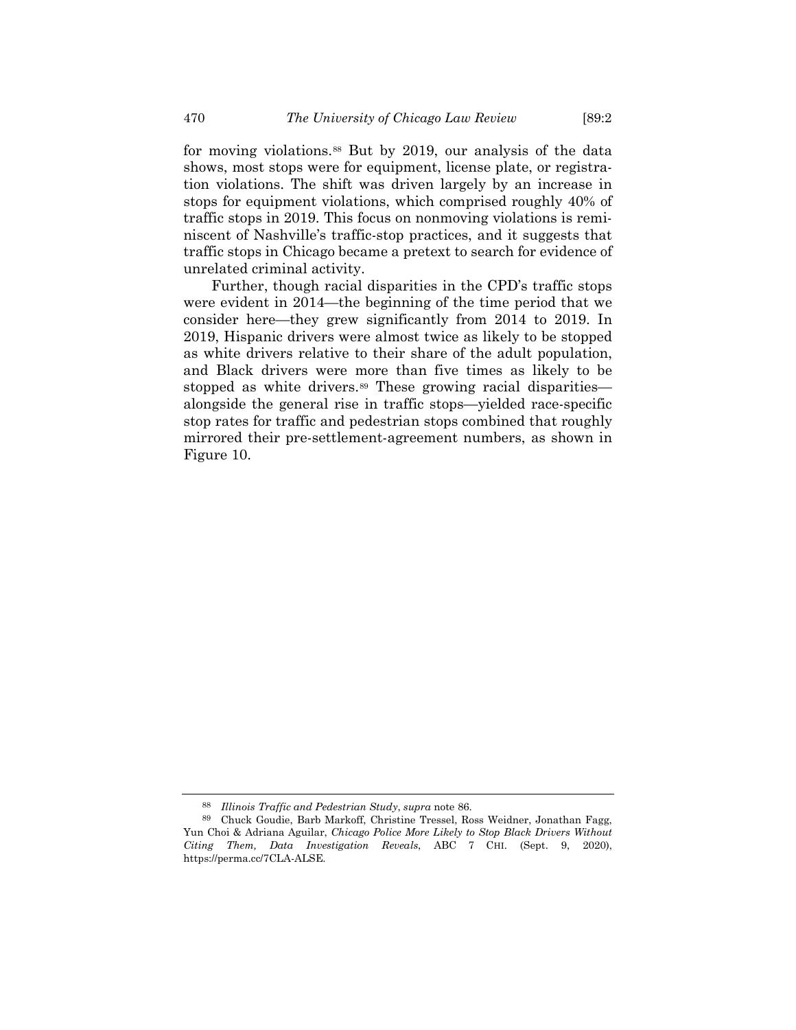for moving violations.[88] But by 2019, our analysis of the data shows, most stops were for equipment, license plate, or registration violations. The shift was driven largely by an increase in stops for equipment violations, which comprised roughly 40% of traffic stops in 2019. This focus on nonmoving violations is reminiscent of Nashville's traffic-stop practices, and it suggests that traffic stops in Chicago became a pretext to search for evidence of unrelated criminal activity.

Further, though racial disparities in the CPD's traffic stops were evident in 2014—the beginning of the time period that we consider here—they grew significantly from 2014 to 2019. In 2019, Hispanic drivers were almost twice as likely to be stopped as white drivers relative to their share of the adult population, and Black drivers were more than five times as likely to be stopped as white drivers.[89] These growing racial disparities—alongside the general rise in traffic stops—yielded race-specific stop rates for traffic and pedestrian stops combined that roughly mirrored their pre-settlement-agreement numbers, as shown in Figure 10.

---

[88] *Illinois Traffic and Pedestrian Study*, *supra* note 86.

[89] Chuck Goudie, Barb Markoff, Christine Tressel, Ross Weidner, Jonathan Fagg, Yun Choi & Adriana Aguilar, *Chicago Police More Likely to Stop Black Drivers Without Citing Them, Data Investigation Reveals*, ABC 7 CHI. (Sept. 9, 2020), https://perma.cc/7CLA-ALSE.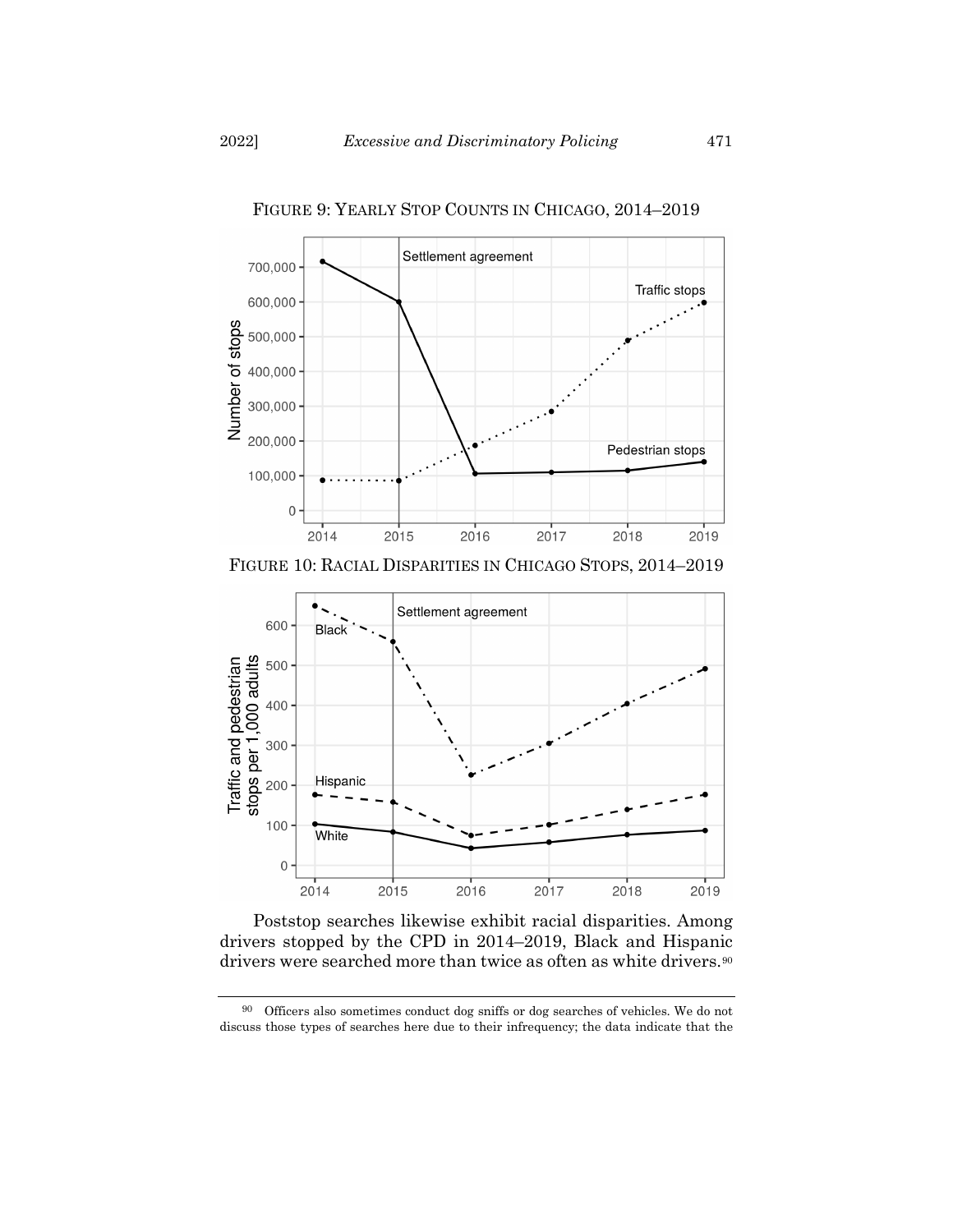FIGURE 9: YEARLY STOP COUNTS IN CHICAGO, 2014–2019

FIGURE 10: RACIAL DISPARITIES IN CHICAGO STOPS, 2014–2019

Poststop searches likewise exhibit racial disparities. Among drivers stopped by the CPD in 2014–2019, Black and Hispanic drivers were searched more than twice as often as white drivers.[90]

[90] Officers also sometimes conduct dog sniffs or dog searches of vehicles. We do not discuss those types of searches here due to their infrequency; the data indicate that the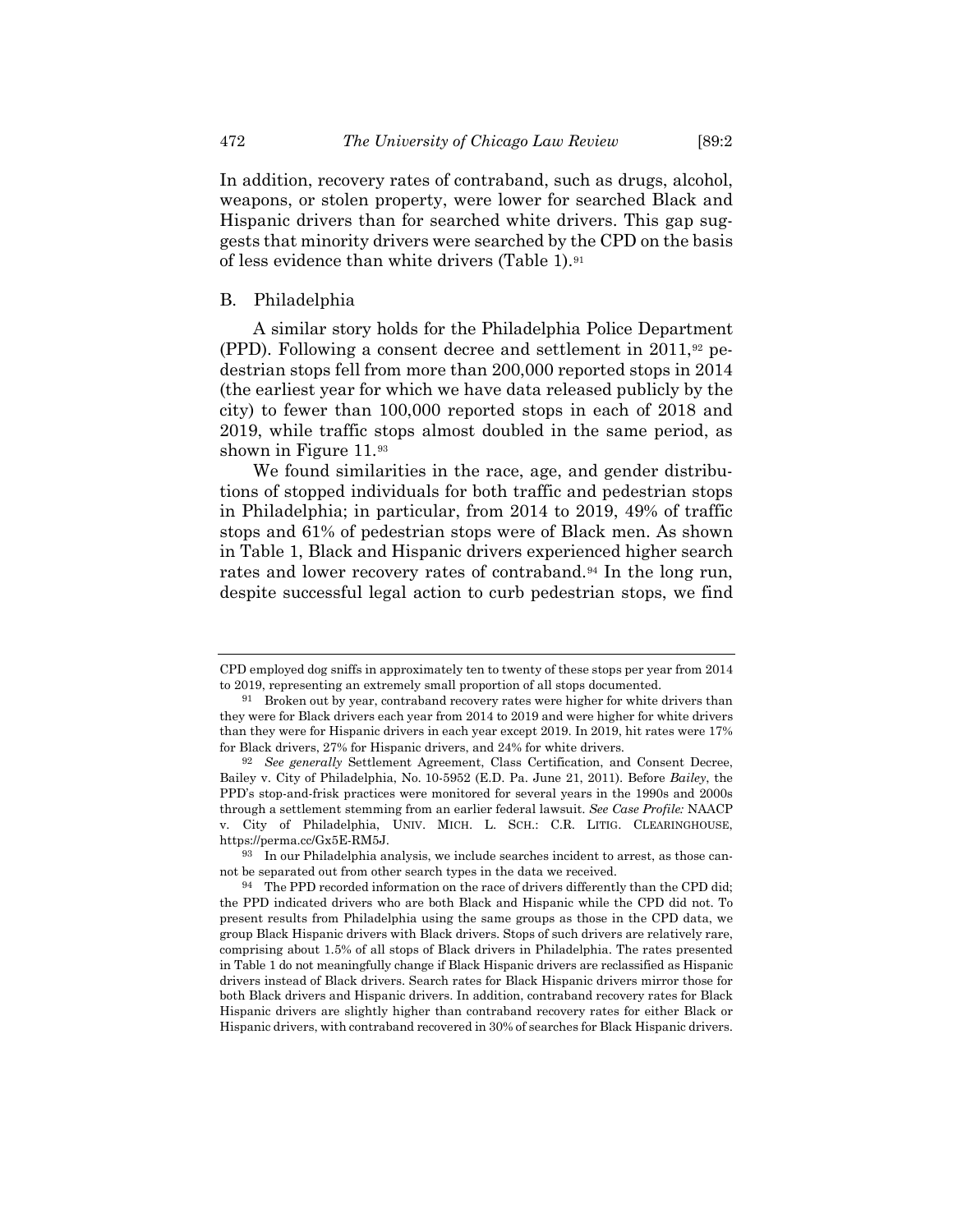In addition, recovery rates of contraband, such as drugs, alcohol, weapons, or stolen property, were lower for searched Black and Hispanic drivers than for searched white drivers. This gap suggests that minority drivers were searched by the CPD on the basis of less evidence than white drivers (Table 1).[91]

## B. Philadelphia

A similar story holds for the Philadelphia Police Department (PPD). Following a consent decree and settlement in 2011,[92] pedestrian stops fell from more than 200,000 reported stops in 2014 (the earliest year for which we have data released publicly by the city) to fewer than 100,000 reported stops in each of 2018 and 2019, while traffic stops almost doubled in the same period, as shown in Figure 11.[93]

We found similarities in the race, age, and gender distributions of stopped individuals for both traffic and pedestrian stops in Philadelphia; in particular, from 2014 to 2019, 49% of traffic stops and 61% of pedestrian stops were of Black men. As shown in Table 1, Black and Hispanic drivers experienced higher search rates and lower recovery rates of contraband.[94] In the long run, despite successful legal action to curb pedestrian stops, we find

---

CPD employed dog sniffs in approximately ten to twenty of these stops per year from 2014 to 2019, representing an extremely small proportion of all stops documented.

[91] Broken out by year, contraband recovery rates were higher for white drivers than they were for Black drivers each year from 2014 to 2019 and were higher for white drivers than they were for Hispanic drivers in each year except 2019. In 2019, hit rates were 17% for Black drivers, 27% for Hispanic drivers, and 24% for white drivers.

[92] *See generally* Settlement Agreement, Class Certification, and Consent Decree, Bailey v. City of Philadelphia, No. 10-5952 (E.D. Pa. June 21, 2011). Before *Bailey*, the PPD's stop-and-frisk practices were monitored for several years in the 1990s and 2000s through a settlement stemming from an earlier federal lawsuit. *See Case Profile:* NAACP v. City of Philadelphia, UNIV. MICH. L. SCH.: C.R. LITIG. CLEARINGHOUSE, https://perma.cc/Gx5E-RM5J.

[93] In our Philadelphia analysis, we include searches incident to arrest, as those cannot be separated out from other search types in the data we received.

[94] The PPD recorded information on the race of drivers differently than the CPD did; the PPD indicated drivers who are both Black and Hispanic while the CPD did not. To present results from Philadelphia using the same groups as those in the CPD data, we group Black Hispanic drivers with Black drivers. Stops of such drivers are relatively rare, comprising about 1.5% of all stops of Black drivers in Philadelphia. The rates presented in Table 1 do not meaningfully change if Black Hispanic drivers are reclassified as Hispanic drivers instead of Black drivers. Search rates for Black Hispanic drivers mirror those for both Black drivers and Hispanic drivers. In addition, contraband recovery rates for Black Hispanic drivers are slightly higher than contraband recovery rates for either Black or Hispanic drivers, with contraband recovered in 30% of searches for Black Hispanic drivers.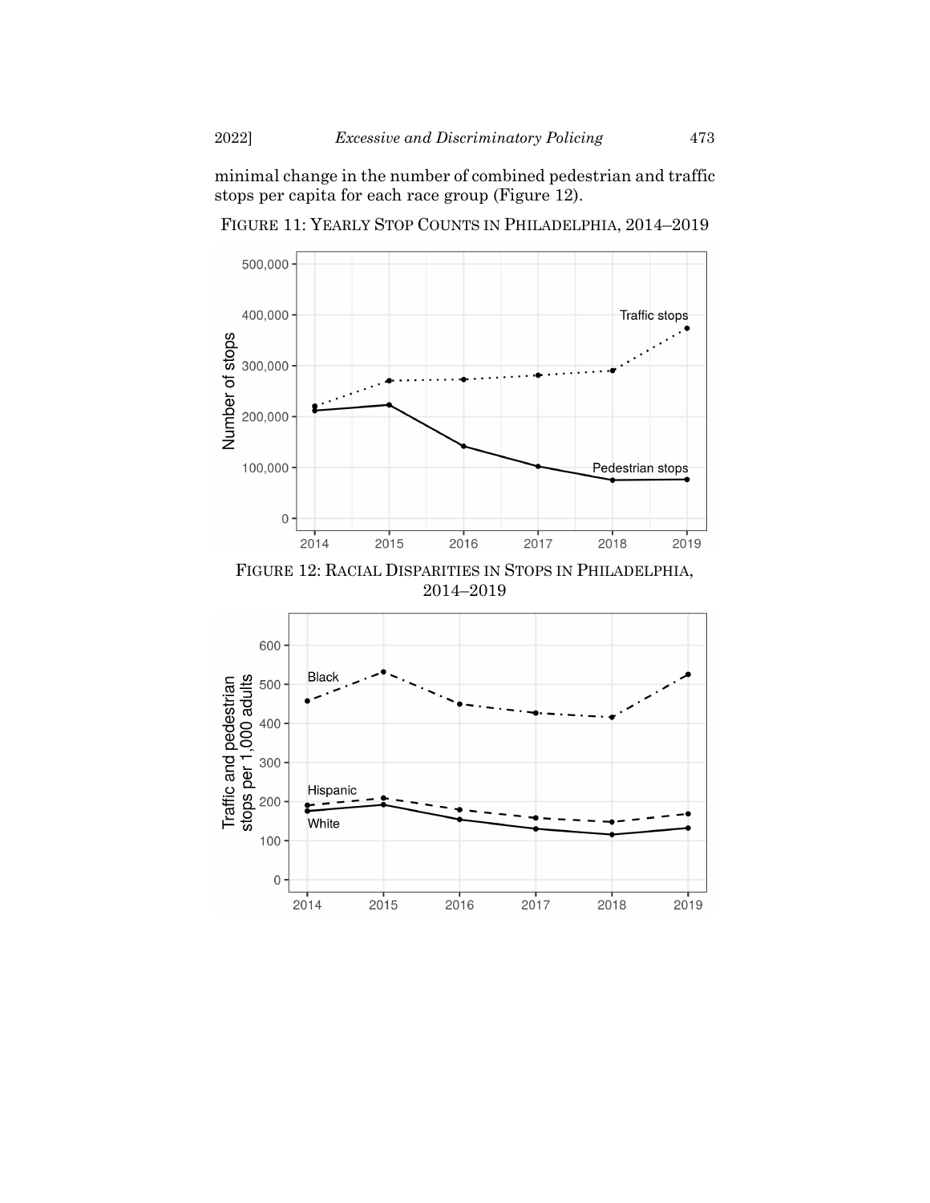minimal change in the number of combined pedestrian and traffic stops per capita for each race group (Figure 12).

FIGURE 11: YEARLY STOP COUNTS IN PHILADELPHIA, 2014–2019

FIGURE 12: RACIAL DISPARITIES IN STOPS IN PHILADELPHIA, 2014–2019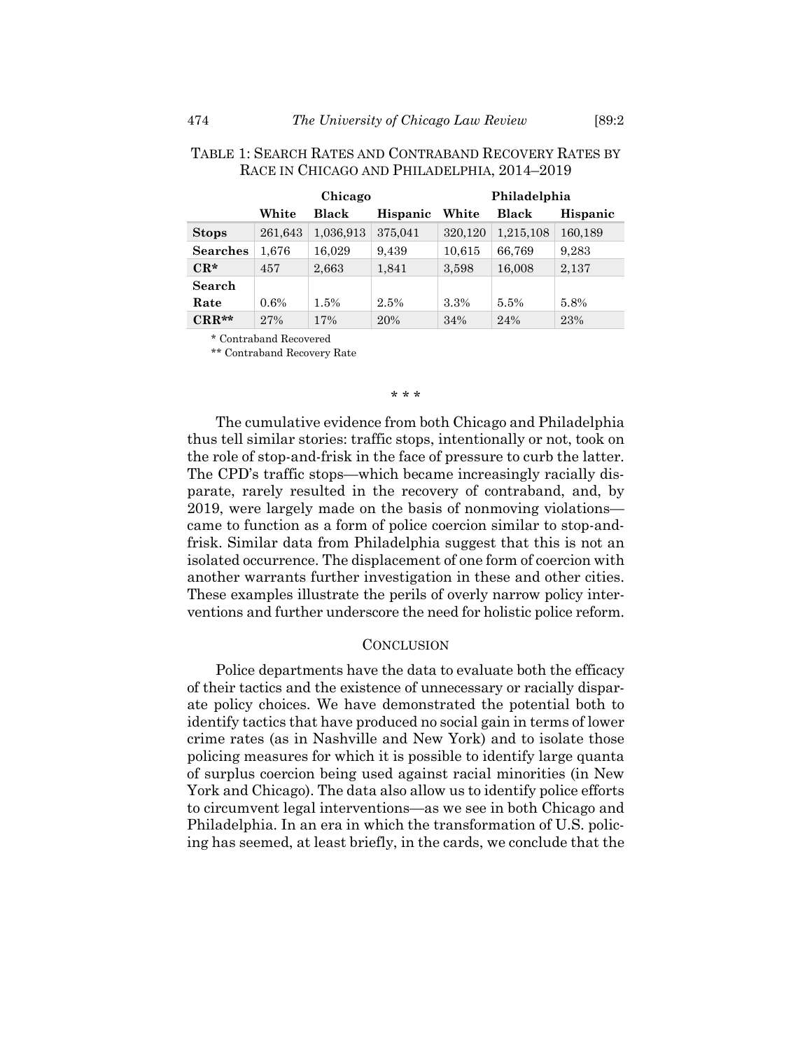TABLE 1: SEARCH RATES AND CONTRABAND RECOVERY RATES BY RACE IN CHICAGO AND PHILADELPHIA, 2014–2019

| | Chicago | | | Philadelphia | | |
|---|---|---|---|---|---|---|
| | **White** | **Black** | **Hispanic** | **White** | **Black** | **Hispanic** |
| **Stops** | 261,643 | 1,036,913 | 375,041 | 320,120 | 1,215,108 | 160,189 |
| **Searches** | 1,676 | 16,029 | 9,439 | 10,615 | 66,769 | 9,283 |
| **CR*** | 457 | 2,663 | 1,841 | 3,598 | 16,008 | 2,137 |
| **Search Rate** | 0.6% | 1.5% | 2.5% | 3.3% | 5.5% | 5.8% |
| **CRR**** | 27% | 17% | 20% | 34% | 24% | 23% |

\* Contraband Recovered

\*\* Contraband Recovery Rate

\* \* \*

The cumulative evidence from both Chicago and Philadelphia thus tell similar stories: traffic stops, intentionally or not, took on the role of stop-and-frisk in the face of pressure to curb the latter. The CPD's traffic stops—which became increasingly racially disparate, rarely resulted in the recovery of contraband, and, by 2019, were largely made on the basis of nonmoving violations—came to function as a form of police coercion similar to stop-and-frisk. Similar data from Philadelphia suggest that this is not an isolated occurrence. The displacement of one form of coercion with another warrants further investigation in these and other cities. These examples illustrate the perils of overly narrow policy interventions and further underscore the need for holistic police reform.

## CONCLUSION

Police departments have the data to evaluate both the efficacy of their tactics and the existence of unnecessary or racially disparate policy choices. We have demonstrated the potential both to identify tactics that have produced no social gain in terms of lower crime rates (as in Nashville and New York) and to isolate those policing measures for which it is possible to identify large quanta of surplus coercion being used against racial minorities (in New York and Chicago). The data also allow us to identify police efforts to circumvent legal interventions—as we see in both Chicago and Philadelphia. In an era in which the transformation of U.S. policing has seemed, at least briefly, in the cards, we conclude that the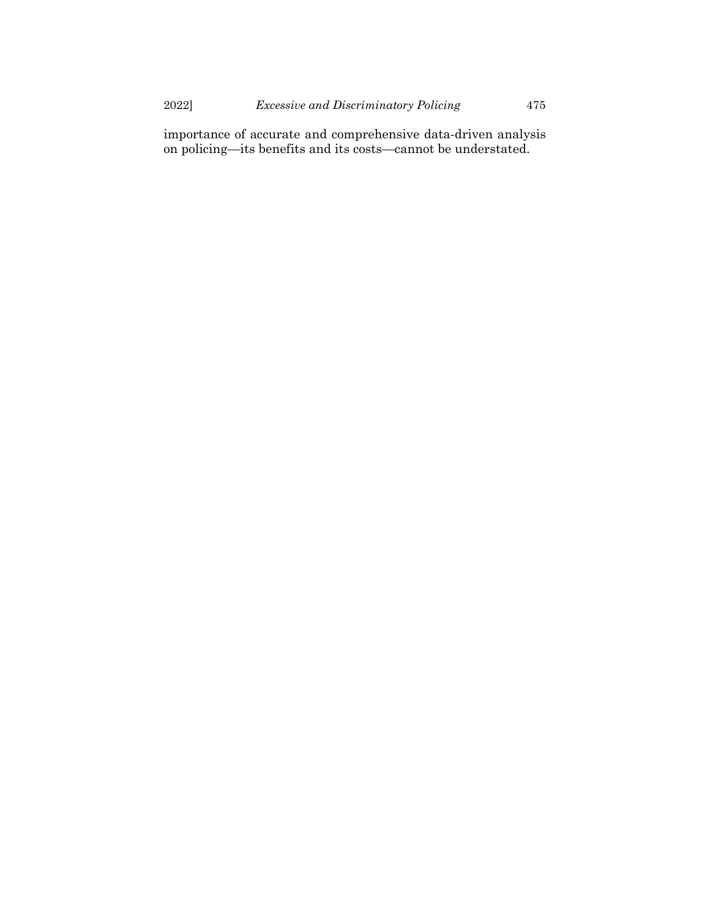importance of accurate and comprehensive data-driven analysis on policing—its benefits and its costs—cannot be understated.